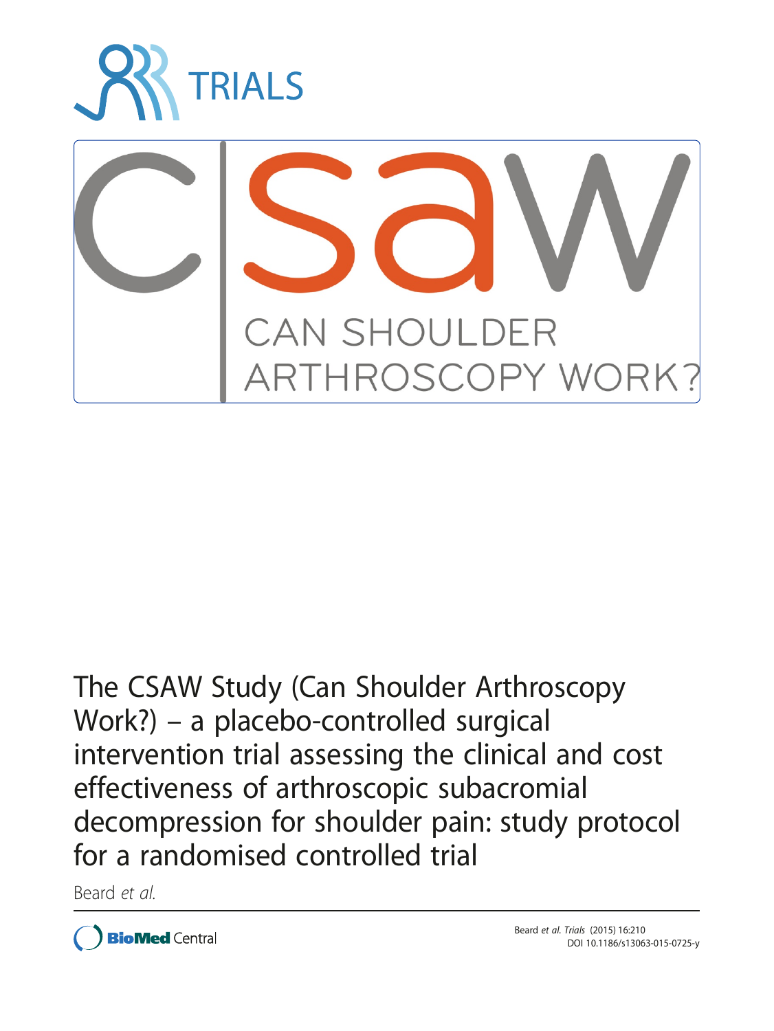TRIALS

CSAW

CAN SHOULDER ARTHROSCOPY WORK?

# The CSAW Study (Can Shoulder Arthroscopy Work?) – a placebo-controlled surgical intervention trial assessing the clinical and cost effectiveness of arthroscopic subacromial decompression for shoulder pain: study protocol for a randomised controlled trial

Beard *et al.*

Beard *et al. Trials* (2015) 16:210
DOI 10.1186/s13063-015-0725-y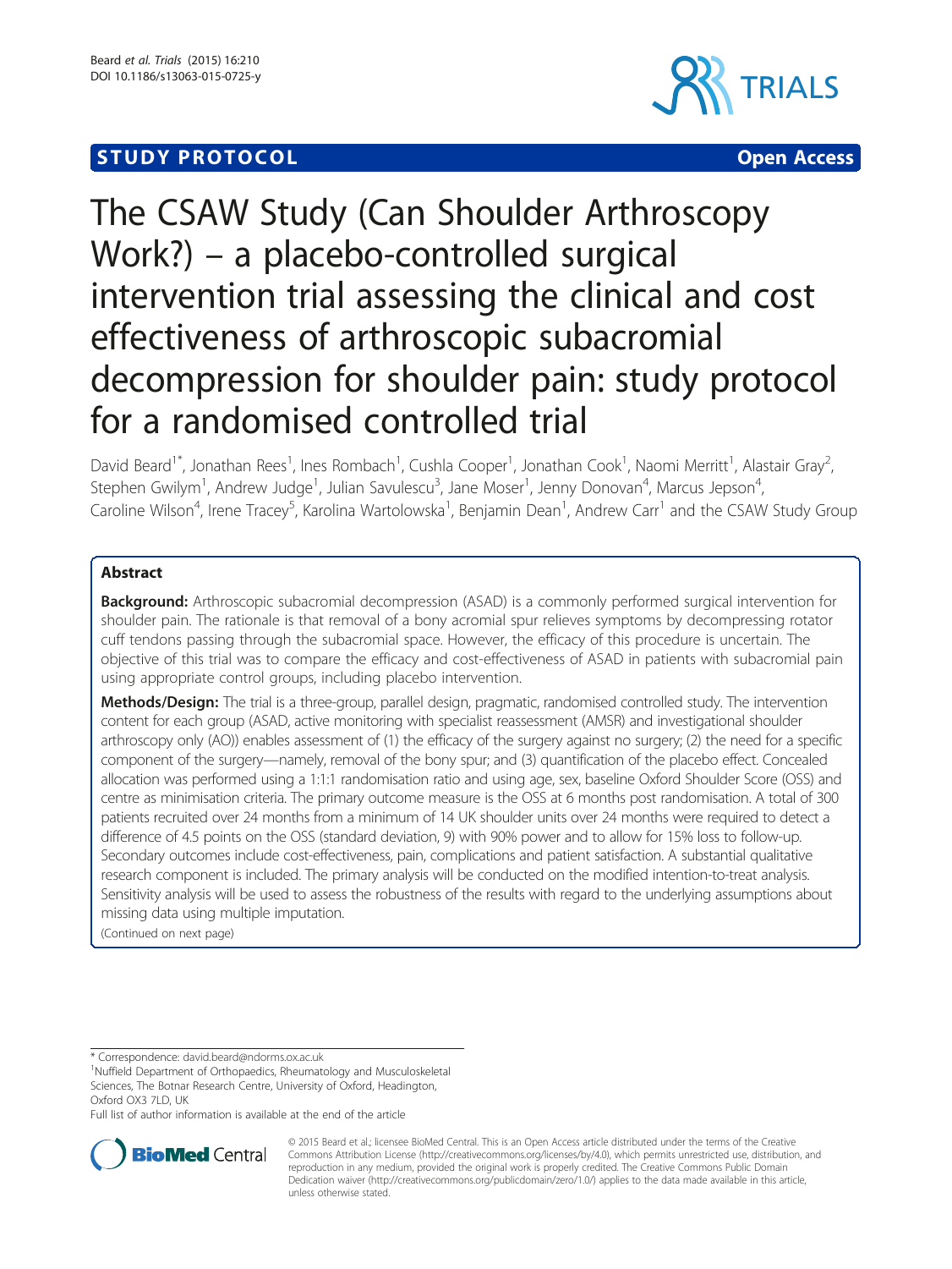# The CSAW Study (Can Shoulder Arthroscopy Work?) – a placebo-controlled surgical intervention trial assessing the clinical and cost effectiveness of arthroscopic subacromial decompression for shoulder pain: study protocol for a randomised controlled trial

David Beard[1*], Jonathan Rees[1], Ines Rombach[1], Cushla Cooper[1], Jonathan Cook[1], Naomi Merritt[1], Alastair Gray[2], Stephen Gwilym[1], Andrew Judge[1], Julian Savulescu[3], Jane Moser[1], Jenny Donovan[4], Marcus Jepson[4], Caroline Wilson[4], Irene Tracey[5], Karolina Wartolowska[1], Benjamin Dean[1], Andrew Carr[1] and the CSAW Study Group

## Abstract

**Background:** Arthroscopic subacromial decompression (ASAD) is a commonly performed surgical intervention for shoulder pain. The rationale is that removal of a bony acromial spur relieves symptoms by decompressing rotator cuff tendons passing through the subacromial space. However, the efficacy of this procedure is uncertain. The objective of this trial was to compare the efficacy and cost-effectiveness of ASAD in patients with subacromial pain using appropriate control groups, including placebo intervention.

**Methods/Design:** The trial is a three-group, parallel design, pragmatic, randomised controlled study. The intervention content for each group (ASAD, active monitoring with specialist reassessment (AMSR) and investigational shoulder arthroscopy only (AO)) enables assessment of (1) the efficacy of the surgery against no surgery; (2) the need for a specific component of the surgery—namely, removal of the bony spur; and (3) quantification of the placebo effect. Concealed allocation was performed using a 1:1:1 randomisation ratio and using age, sex, baseline Oxford Shoulder Score (OSS) and centre as minimisation criteria. The primary outcome measure is the OSS at 6 months post randomisation. A total of 300 patients recruited over 24 months from a minimum of 14 UK shoulder units over 24 months were required to detect a difference of 4.5 points on the OSS (standard deviation, 9) with 90% power and to allow for 15% loss to follow-up. Secondary outcomes include cost-effectiveness, pain, complications and patient satisfaction. A substantial qualitative research component is included. The primary analysis will be conducted on the modified intention-to-treat analysis. Sensitivity analysis will be used to assess the robustness of the results with regard to the underlying assumptions about missing data using multiple imputation.

(Continued on next page)

* Correspondence: david.beard@ndorms.ox.ac.uk
[1]Nuffield Department of Orthopaedics, Rheumatology and Musculoskeletal Sciences, The Botnar Research Centre, University of Oxford, Headington, Oxford OX3 7LD, UK
Full list of author information is available at the end of the article

© 2015 Beard et al.; licensee BioMed Central. This is an Open Access article distributed under the terms of the Creative Commons Attribution License (http://creativecommons.org/licenses/by/4.0), which permits unrestricted use, distribution, and reproduction in any medium, provided the original work is properly credited. The Creative Commons Public Domain Dedication waiver (http://creativecommons.org/publicdomain/zero/1.0/) applies to the data made available in this article, unless otherwise stated.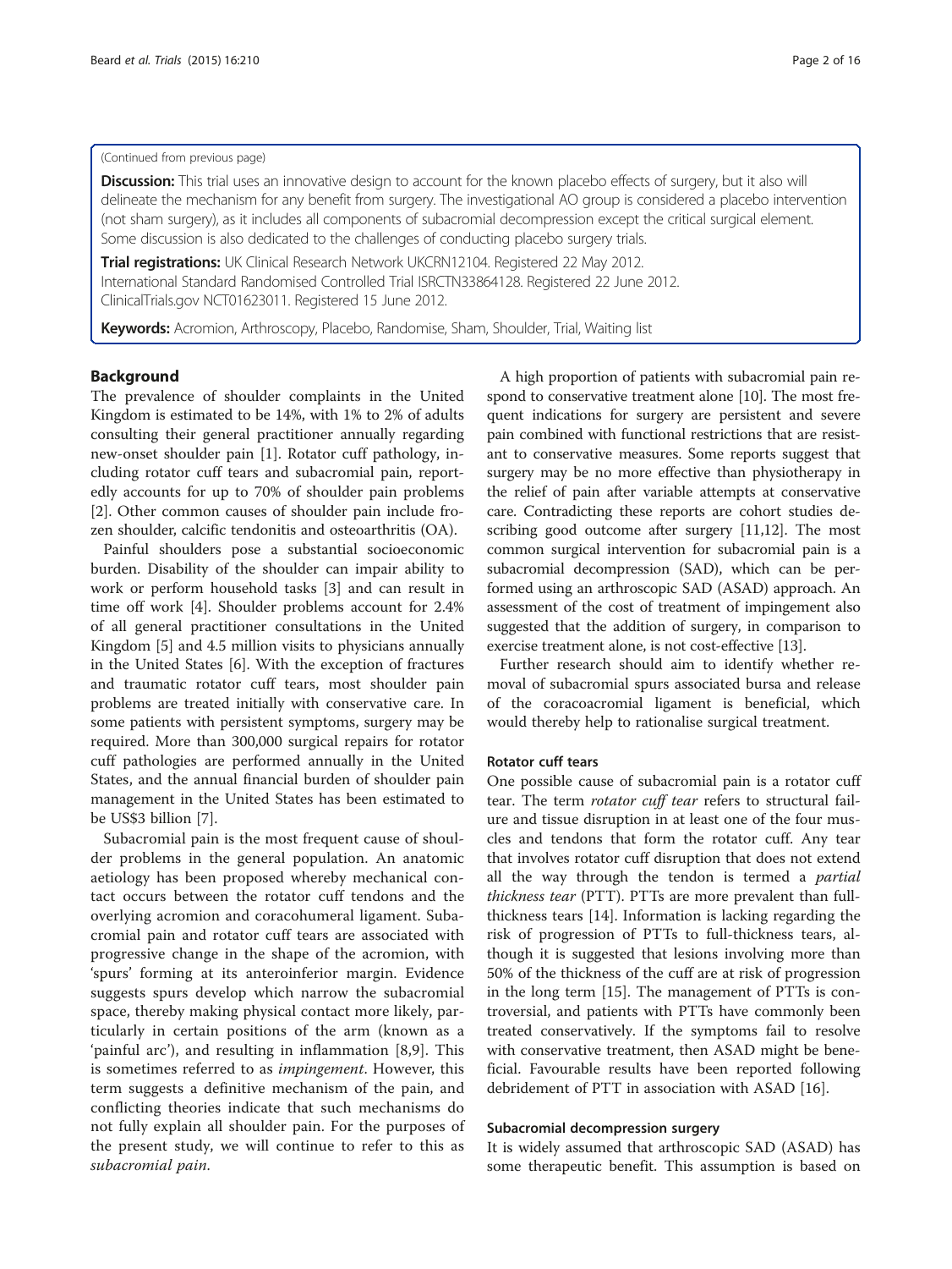(Continued from previous page)

**Discussion:** This trial uses an innovative design to account for the known placebo effects of surgery, but it also will delineate the mechanism for any benefit from surgery. The investigational AO group is considered a placebo intervention (not sham surgery), as it includes all components of subacromial decompression except the critical surgical element. Some discussion is also dedicated to the challenges of conducting placebo surgery trials.

**Trial registrations:** UK Clinical Research Network UKCRN12104. Registered 22 May 2012. International Standard Randomised Controlled Trial ISRCTN33864128. Registered 22 June 2012. ClinicalTrials.gov NCT01623011. Registered 15 June 2012.

**Keywords:** Acromion, Arthroscopy, Placebo, Randomise, Sham, Shoulder, Trial, Waiting list

## Background

The prevalence of shoulder complaints in the United Kingdom is estimated to be 14%, with 1% to 2% of adults consulting their general practitioner annually regarding new-onset shoulder pain [1]. Rotator cuff pathology, including rotator cuff tears and subacromial pain, reportedly accounts for up to 70% of shoulder pain problems [2]. Other common causes of shoulder pain include frozen shoulder, calcific tendonitis and osteoarthritis (OA).

Painful shoulders pose a substantial socioeconomic burden. Disability of the shoulder can impair ability to work or perform household tasks [3] and can result in time off work [4]. Shoulder problems account for 2.4% of all general practitioner consultations in the United Kingdom [5] and 4.5 million visits to physicians annually in the United States [6]. With the exception of fractures and traumatic rotator cuff tears, most shoulder pain problems are treated initially with conservative care. In some patients with persistent symptoms, surgery may be required. More than 300,000 surgical repairs for rotator cuff pathologies are performed annually in the United States, and the annual financial burden of shoulder pain management in the United States has been estimated to be US$3 billion [7].

Subacromial pain is the most frequent cause of shoulder problems in the general population. An anatomic aetiology has been proposed whereby mechanical contact occurs between the rotator cuff tendons and the overlying acromion and coracohumeral ligament. Subacromial pain and rotator cuff tears are associated with progressive change in the shape of the acromion, with 'spurs' forming at its anteroinferior margin. Evidence suggests spurs develop which narrow the subacromial space, thereby making physical contact more likely, particularly in certain positions of the arm (known as a 'painful arc'), and resulting in inflammation [8,9]. This is sometimes referred to as *impingement*. However, this term suggests a definitive mechanism of the pain, and conflicting theories indicate that such mechanisms do not fully explain all shoulder pain. For the purposes of the present study, we will continue to refer to this as *subacromial pain*.

A high proportion of patients with subacromial pain respond to conservative treatment alone [10]. The most frequent indications for surgery are persistent and severe pain combined with functional restrictions that are resistant to conservative measures. Some reports suggest that surgery may be no more effective than physiotherapy in the relief of pain after variable attempts at conservative care. Contradicting these reports are cohort studies describing good outcome after surgery [11,12]. The most common surgical intervention for subacromial pain is a subacromial decompression (SAD), which can be performed using an arthroscopic SAD (ASAD) approach. An assessment of the cost of treatment of impingement also suggested that the addition of surgery, in comparison to exercise treatment alone, is not cost-effective [13].

Further research should aim to identify whether removal of subacromial spurs associated bursa and release of the coracoacromial ligament is beneficial, which would thereby help to rationalise surgical treatment.

### Rotator cuff tears

One possible cause of subacromial pain is a rotator cuff tear. The term *rotator cuff tear* refers to structural failure and tissue disruption in at least one of the four muscles and tendons that form the rotator cuff. Any tear that involves rotator cuff disruption that does not extend all the way through the tendon is termed a *partial thickness tear* (PTT). PTTs are more prevalent than full-thickness tears [14]. Information is lacking regarding the risk of progression of PTTs to full-thickness tears, although it is suggested that lesions involving more than 50% of the thickness of the cuff are at risk of progression in the long term [15]. The management of PTTs is controversial, and patients with PTTs have commonly been treated conservatively. If the symptoms fail to resolve with conservative treatment, then ASAD might be beneficial. Favourable results have been reported following debridement of PTT in association with ASAD [16].

### Subacromial decompression surgery

It is widely assumed that arthroscopic SAD (ASAD) has some therapeutic benefit. This assumption is based on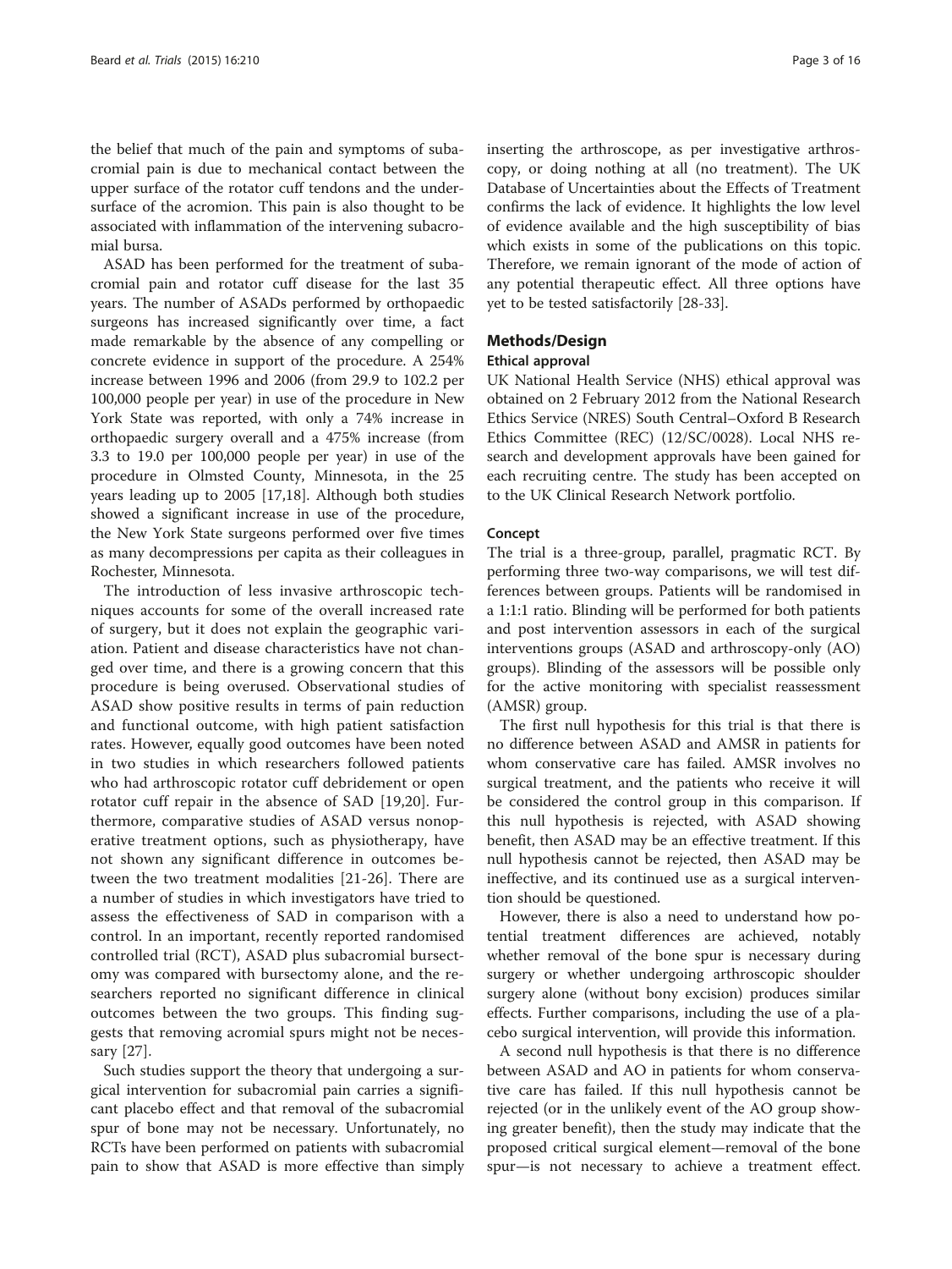the belief that much of the pain and symptoms of subacromial pain is due to mechanical contact between the upper surface of the rotator cuff tendons and the undersurface of the acromion. This pain is also thought to be associated with inflammation of the intervening subacromial bursa.

ASAD has been performed for the treatment of subacromial pain and rotator cuff disease for the last 35 years. The number of ASADs performed by orthopaedic surgeons has increased significantly over time, a fact made remarkable by the absence of any compelling or concrete evidence in support of the procedure. A 254% increase between 1996 and 2006 (from 29.9 to 102.2 per 100,000 people per year) in use of the procedure in New York State was reported, with only a 74% increase in orthopaedic surgery overall and a 475% increase (from 3.3 to 19.0 per 100,000 people per year) in use of the procedure in Olmsted County, Minnesota, in the 25 years leading up to 2005 [17,18]. Although both studies showed a significant increase in use of the procedure, the New York State surgeons performed over five times as many decompressions per capita as their colleagues in Rochester, Minnesota.

The introduction of less invasive arthroscopic techniques accounts for some of the overall increased rate of surgery, but it does not explain the geographic variation. Patient and disease characteristics have not changed over time, and there is a growing concern that this procedure is being overused. Observational studies of ASAD show positive results in terms of pain reduction and functional outcome, with high patient satisfaction rates. However, equally good outcomes have been noted in two studies in which researchers followed patients who had arthroscopic rotator cuff debridement or open rotator cuff repair in the absence of SAD [19,20]. Furthermore, comparative studies of ASAD versus nonoperative treatment options, such as physiotherapy, have not shown any significant difference in outcomes between the two treatment modalities [21-26]. There are a number of studies in which investigators have tried to assess the effectiveness of SAD in comparison with a control. In an important, recently reported randomised controlled trial (RCT), ASAD plus subacromial bursectomy was compared with bursectomy alone, and the researchers reported no significant difference in clinical outcomes between the two groups. This finding suggests that removing acromial spurs might not be necessary [27].

Such studies support the theory that undergoing a surgical intervention for subacromial pain carries a significant placebo effect and that removal of the subacromial spur of bone may not be necessary. Unfortunately, no RCTs have been performed on patients with subacromial pain to show that ASAD is more effective than simply inserting the arthroscope, as per investigative arthroscopy, or doing nothing at all (no treatment). The UK Database of Uncertainties about the Effects of Treatment confirms the lack of evidence. It highlights the low level of evidence available and the high susceptibility of bias which exists in some of the publications on this topic. Therefore, we remain ignorant of the mode of action of any potential therapeutic effect. All three options have yet to be tested satisfactorily [28-33].

## Methods/Design

### Ethical approval

UK National Health Service (NHS) ethical approval was obtained on 2 February 2012 from the National Research Ethics Service (NRES) South Central–Oxford B Research Ethics Committee (REC) (12/SC/0028). Local NHS research and development approvals have been gained for each recruiting centre. The study has been accepted on to the UK Clinical Research Network portfolio.

### Concept

The trial is a three-group, parallel, pragmatic RCT. By performing three two-way comparisons, we will test differences between groups. Patients will be randomised in a 1:1:1 ratio. Blinding will be performed for both patients and post intervention assessors in each of the surgical interventions groups (ASAD and arthroscopy-only (AO) groups). Blinding of the assessors will be possible only for the active monitoring with specialist reassessment (AMSR) group.

The first null hypothesis for this trial is that there is no difference between ASAD and AMSR in patients for whom conservative care has failed. AMSR involves no surgical treatment, and the patients who receive it will be considered the control group in this comparison. If this null hypothesis is rejected, with ASAD showing benefit, then ASAD may be an effective treatment. If this null hypothesis cannot be rejected, then ASAD may be ineffective, and its continued use as a surgical intervention should be questioned.

However, there is also a need to understand how potential treatment differences are achieved, notably whether removal of the bone spur is necessary during surgery or whether undergoing arthroscopic shoulder surgery alone (without bony excision) produces similar effects. Further comparisons, including the use of a placebo surgical intervention, will provide this information.

A second null hypothesis is that there is no difference between ASAD and AO in patients for whom conservative care has failed. If this null hypothesis cannot be rejected (or in the unlikely event of the AO group showing greater benefit), then the study may indicate that the proposed critical surgical element—removal of the bone spur—is not necessary to achieve a treatment effect.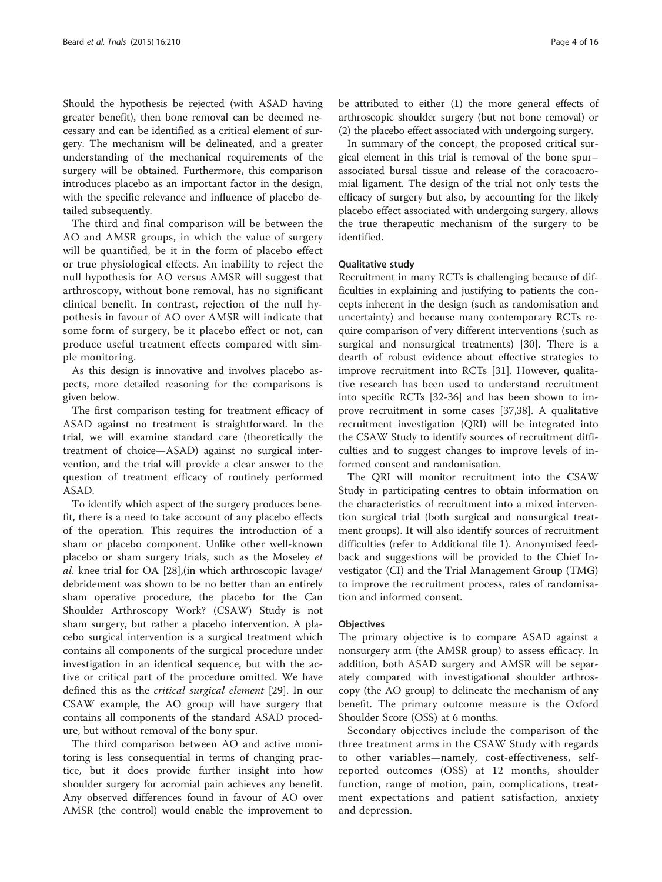Should the hypothesis be rejected (with ASAD having greater benefit), then bone removal can be deemed necessary and can be identified as a critical element of surgery. The mechanism will be delineated, and a greater understanding of the mechanical requirements of the surgery will be obtained. Furthermore, this comparison introduces placebo as an important factor in the design, with the specific relevance and influence of placebo detailed subsequently.

The third and final comparison will be between the AO and AMSR groups, in which the value of surgery will be quantified, be it in the form of placebo effect or true physiological effects. An inability to reject the null hypothesis for AO versus AMSR will suggest that arthroscopy, without bone removal, has no significant clinical benefit. In contrast, rejection of the null hypothesis in favour of AO over AMSR will indicate that some form of surgery, be it placebo effect or not, can produce useful treatment effects compared with simple monitoring.

As this design is innovative and involves placebo aspects, more detailed reasoning for the comparisons is given below.

The first comparison testing for treatment efficacy of ASAD against no treatment is straightforward. In the trial, we will examine standard care (theoretically the treatment of choice—ASAD) against no surgical intervention, and the trial will provide a clear answer to the question of treatment efficacy of routinely performed ASAD.

To identify which aspect of the surgery produces benefit, there is a need to take account of any placebo effects of the operation. This requires the introduction of a sham or placebo component. Unlike other well-known placebo or sham surgery trials, such as the Moseley *et al.* knee trial for OA [28],(in which arthroscopic lavage/debridement was shown to be no better than an entirely sham operative procedure, the placebo for the Can Shoulder Arthroscopy Work? (CSAW) Study is not sham surgery, but rather a placebo intervention. A placebo surgical intervention is a surgical treatment which contains all components of the surgical procedure under investigation in an identical sequence, but with the active or critical part of the procedure omitted. We have defined this as the *critical surgical element* [29]. In our CSAW example, the AO group will have surgery that contains all components of the standard ASAD procedure, but without removal of the bony spur.

The third comparison between AO and active monitoring is less consequential in terms of changing practice, but it does provide further insight into how shoulder surgery for acromial pain achieves any benefit. Any observed differences found in favour of AO over AMSR (the control) would enable the improvement to be attributed to either (1) the more general effects of arthroscopic shoulder surgery (but not bone removal) or (2) the placebo effect associated with undergoing surgery.

In summary of the concept, the proposed critical surgical element in this trial is removal of the bone spur–associated bursal tissue and release of the coracoacromial ligament. The design of the trial not only tests the efficacy of surgery but also, by accounting for the likely placebo effect associated with undergoing surgery, allows the true therapeutic mechanism of the surgery to be identified.

#### Qualitative study

Recruitment in many RCTs is challenging because of difficulties in explaining and justifying to patients the concepts inherent in the design (such as randomisation and uncertainty) and because many contemporary RCTs require comparison of very different interventions (such as surgical and nonsurgical treatments) [30]. There is a dearth of robust evidence about effective strategies to improve recruitment into RCTs [31]. However, qualitative research has been used to understand recruitment into specific RCTs [32-36] and has been shown to improve recruitment in some cases [37,38]. A qualitative recruitment investigation (QRI) will be integrated into the CSAW Study to identify sources of recruitment difficulties and to suggest changes to improve levels of informed consent and randomisation.

The QRI will monitor recruitment into the CSAW Study in participating centres to obtain information on the characteristics of recruitment into a mixed intervention surgical trial (both surgical and nonsurgical treatment groups). It will also identify sources of recruitment difficulties (refer to Additional file 1). Anonymised feedback and suggestions will be provided to the Chief Investigator (CI) and the Trial Management Group (TMG) to improve the recruitment process, rates of randomisation and informed consent.

#### Objectives

The primary objective is to compare ASAD against a nonsurgery arm (the AMSR group) to assess efficacy. In addition, both ASAD surgery and AMSR will be separately compared with investigational shoulder arthroscopy (the AO group) to delineate the mechanism of any benefit. The primary outcome measure is the Oxford Shoulder Score (OSS) at 6 months.

Secondary objectives include the comparison of the three treatment arms in the CSAW Study with regards to other variables—namely, cost-effectiveness, self-reported outcomes (OSS) at 12 months, shoulder function, range of motion, pain, complications, treatment expectations and patient satisfaction, anxiety and depression.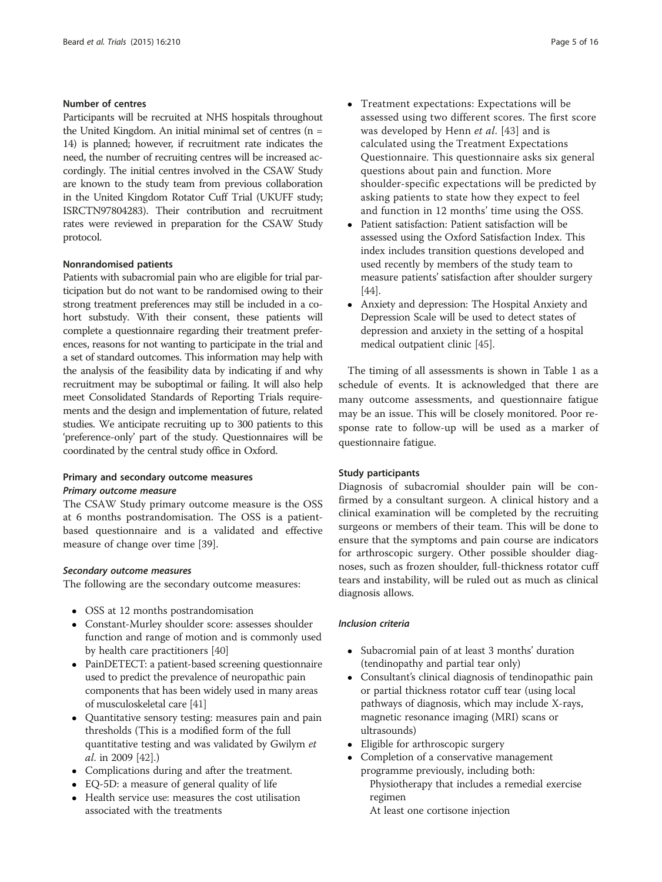#### Number of centres

Participants will be recruited at NHS hospitals throughout the United Kingdom. An initial minimal set of centres (n = 14) is planned; however, if recruitment rate indicates the need, the number of recruiting centres will be increased accordingly. The initial centres involved in the CSAW Study are known to the study team from previous collaboration in the United Kingdom Rotator Cuff Trial (UKUFF study; ISRCTN97804283). Their contribution and recruitment rates were reviewed in preparation for the CSAW Study protocol.

#### Nonrandomised patients

Patients with subacromial pain who are eligible for trial participation but do not want to be randomised owing to their strong treatment preferences may still be included in a cohort substudy. With their consent, these patients will complete a questionnaire regarding their treatment preferences, reasons for not wanting to participate in the trial and a set of standard outcomes. This information may help with the analysis of the feasibility data by indicating if and why recruitment may be suboptimal or failing. It will also help meet Consolidated Standards of Reporting Trials requirements and the design and implementation of future, related studies. We anticipate recruiting up to 300 patients to this 'preference-only' part of the study. Questionnaires will be coordinated by the central study office in Oxford.

#### Primary and secondary outcome measures

##### *Primary outcome measure*

The CSAW Study primary outcome measure is the OSS at 6 months postrandomisation. The OSS is a patient-based questionnaire and is a validated and effective measure of change over time [39].

##### *Secondary outcome measures*

The following are the secondary outcome measures:

- OSS at 12 months postrandomisation
- Constant-Murley shoulder score: assesses shoulder function and range of motion and is commonly used by health care practitioners [40]
- PainDETECT: a patient-based screening questionnaire used to predict the prevalence of neuropathic pain components that has been widely used in many areas of musculoskeletal care [41]
- Quantitative sensory testing: measures pain and pain thresholds (This is a modified form of the full quantitative testing and was validated by Gwilym *et al.* in 2009 [42].)
- Complications during and after the treatment.
- EQ-5D: a measure of general quality of life
- Health service use: measures the cost utilisation associated with the treatments
- Treatment expectations: Expectations will be assessed using two different scores. The first score was developed by Henn *et al.* [43] and is calculated using the Treatment Expectations Questionnaire. This questionnaire asks six general questions about pain and function. More shoulder-specific expectations will be predicted by asking patients to state how they expect to feel and function in 12 months' time using the OSS.
- Patient satisfaction: Patient satisfaction will be assessed using the Oxford Satisfaction Index. This index includes transition questions developed and used recently by members of the study team to measure patients' satisfaction after shoulder surgery [44].
- Anxiety and depression: The Hospital Anxiety and Depression Scale will be used to detect states of depression and anxiety in the setting of a hospital medical outpatient clinic [45].

The timing of all assessments is shown in Table 1 as a schedule of events. It is acknowledged that there are many outcome assessments, and questionnaire fatigue may be an issue. This will be closely monitored. Poor response rate to follow-up will be used as a marker of questionnaire fatigue.

#### Study participants

Diagnosis of subacromial shoulder pain will be confirmed by a consultant surgeon. A clinical history and a clinical examination will be completed by the recruiting surgeons or members of their team. This will be done to ensure that the symptoms and pain course are indicators for arthroscopic surgery. Other possible shoulder diagnoses, such as frozen shoulder, full-thickness rotator cuff tears and instability, will be ruled out as much as clinical diagnosis allows.

##### *Inclusion criteria*

- Subacromial pain of at least 3 months' duration (tendinopathy and partial tear only)
- Consultant's clinical diagnosis of tendinopathic pain or partial thickness rotator cuff tear (using local pathways of diagnosis, which may include X-rays, magnetic resonance imaging (MRI) scans or ultrasounds)
- Eligible for arthroscopic surgery
- Completion of a conservative management programme previously, including both:
  - Physiotherapy that includes a remedial exercise regimen
  - At least one cortisone injection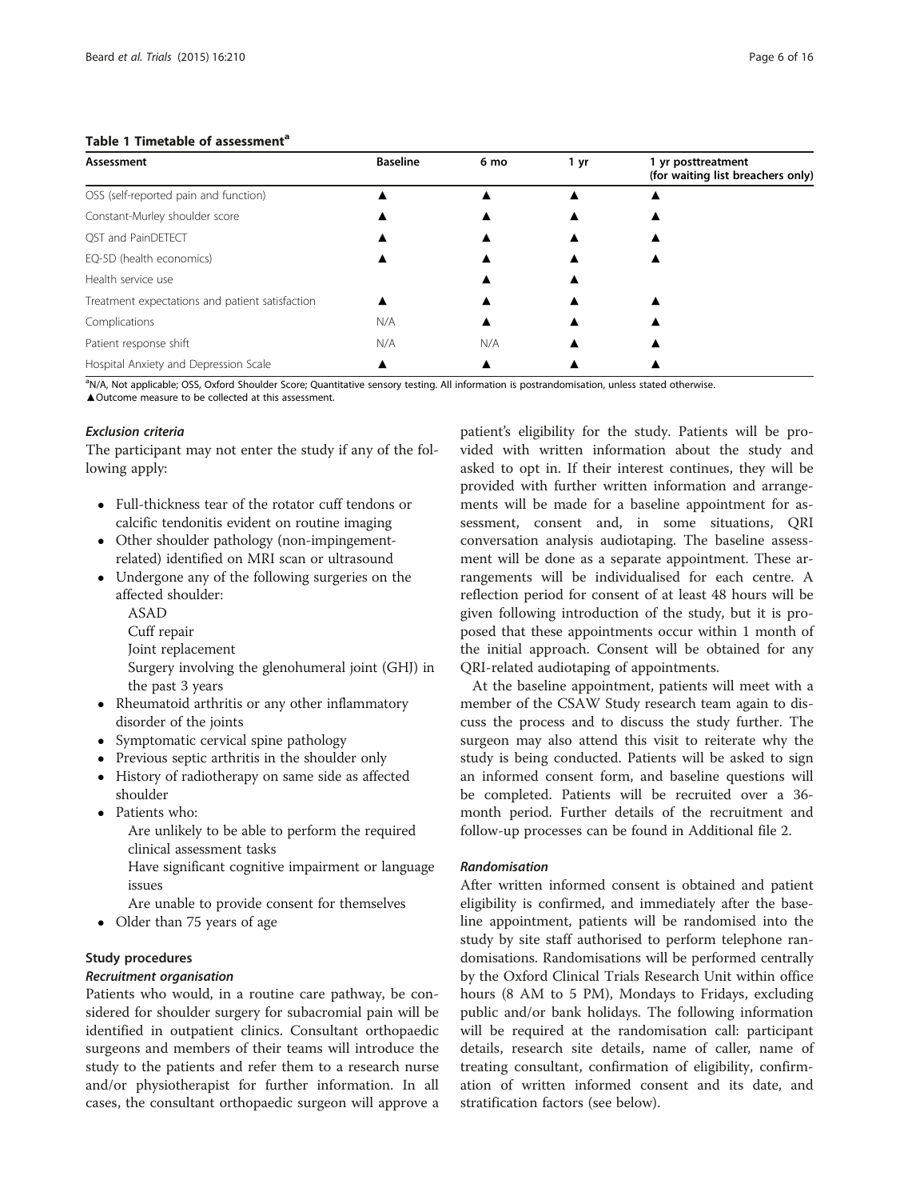**Table 1 Timetable of assessment**[a]

| Assessment | Baseline | 6 mo | 1 yr | 1 yr posttreatment (for waiting list breachers only) |
|---|---|---|---|---|
| OSS (self-reported pain and function) | ▲ | ▲ | ▲ | ▲ |
| Constant-Murley shoulder score | ▲ | ▲ | ▲ | ▲ |
| QST and PainDETECT | ▲ | ▲ | ▲ | ▲ |
| EQ-5D (health economics) | ▲ | ▲ | ▲ | ▲ |
| Health service use | | ▲ | ▲ | |
| Treatment expectations and patient satisfaction | ▲ | ▲ | ▲ | ▲ |
| Complications | N/A | ▲ | ▲ | ▲ |
| Patient response shift | N/A | N/A | ▲ | ▲ |
| Hospital Anxiety and Depression Scale | ▲ | ▲ | ▲ | ▲ |

[a]N/A, Not applicable; OSS, Oxford Shoulder Score; Quantitative sensory testing. All information is postrandomisation, unless stated otherwise.
▲Outcome measure to be collected at this assessment.

#### *Exclusion criteria*

The participant may not enter the study if any of the following apply:

- Full-thickness tear of the rotator cuff tendons or calcific tendonitis evident on routine imaging
- Other shoulder pathology (non-impingement-related) identified on MRI scan or ultrasound
- Undergone any of the following surgeries on the affected shoulder:
  - ASAD
  - Cuff repair
  - Joint replacement
  - Surgery involving the glenohumeral joint (GHJ) in the past 3 years
- Rheumatoid arthritis or any other inflammatory disorder of the joints
- Symptomatic cervical spine pathology
- Previous septic arthritis in the shoulder only
- History of radiotherapy on same side as affected shoulder
- Patients who:
  - Are unlikely to be able to perform the required clinical assessment tasks
  - Have significant cognitive impairment or language issues
  - Are unable to provide consent for themselves
- Older than 75 years of age

### Study procedures

#### *Recruitment organisation*

Patients who would, in a routine care pathway, be considered for shoulder surgery for subacromial pain will be identified in outpatient clinics. Consultant orthopaedic surgeons and members of their teams will introduce the study to the patients and refer them to a research nurse and/or physiotherapist for further information. In all cases, the consultant orthopaedic surgeon will approve a patient's eligibility for the study. Patients will be provided with written information about the study and asked to opt in. If their interest continues, they will be provided with further written information and arrangements will be made for a baseline appointment for assessment, consent and, in some situations, QRI conversation analysis audiotaping. The baseline assessment will be done as a separate appointment. These arrangements will be individualised for each centre. A reflection period for consent of at least 48 hours will be given following introduction of the study, but it is proposed that these appointments occur within 1 month of the initial approach. Consent will be obtained for any QRI-related audiotaping of appointments.

At the baseline appointment, patients will meet with a member of the CSAW Study research team again to discuss the process and to discuss the study further. The surgeon may also attend this visit to reiterate why the study is being conducted. Patients will be asked to sign an informed consent form, and baseline questions will be completed. Patients will be recruited over a 36-month period. Further details of the recruitment and follow-up processes can be found in Additional file 2.

#### *Randomisation*

After written informed consent is obtained and patient eligibility is confirmed, and immediately after the baseline appointment, patients will be randomised into the study by site staff authorised to perform telephone randomisations. Randomisations will be performed centrally by the Oxford Clinical Trials Research Unit within office hours (8 AM to 5 PM), Mondays to Fridays, excluding public and/or bank holidays. The following information will be required at the randomisation call: participant details, research site details, name of caller, name of treating consultant, confirmation of eligibility, confirmation of written informed consent and its date, and stratification factors (see below).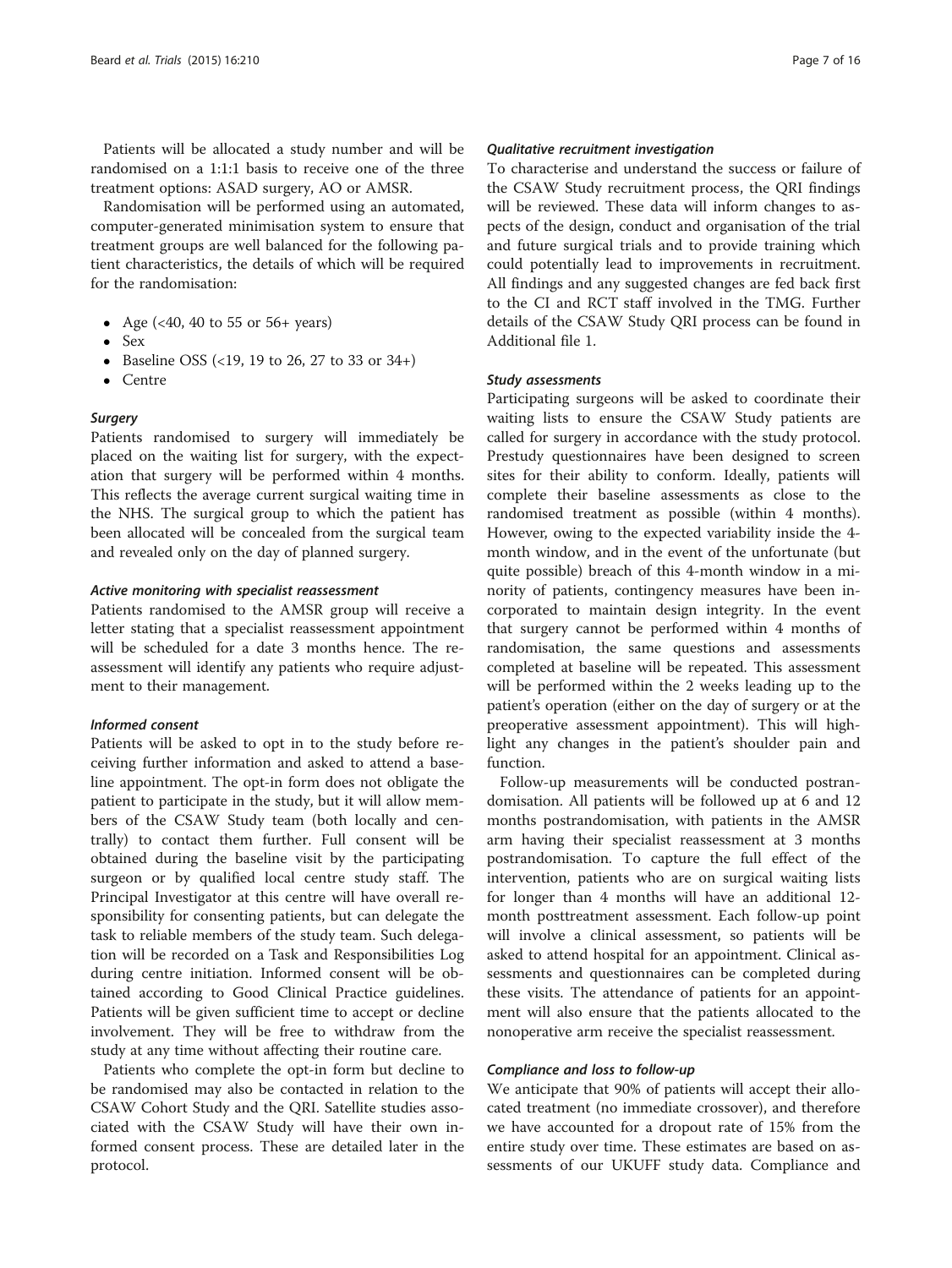Patients will be allocated a study number and will be randomised on a 1:1:1 basis to receive one of the three treatment options: ASAD surgery, AO or AMSR.

Randomisation will be performed using an automated, computer-generated minimisation system to ensure that treatment groups are well balanced for the following patient characteristics, the details of which will be required for the randomisation:

- Age (<40, 40 to 55 or 56+ years)
- Sex
- Baseline OSS (<19, 19 to 26, 27 to 33 or 34+)
- Centre

#### Surgery

Patients randomised to surgery will immediately be placed on the waiting list for surgery, with the expectation that surgery will be performed within 4 months. This reflects the average current surgical waiting time in the NHS. The surgical group to which the patient has been allocated will be concealed from the surgical team and revealed only on the day of planned surgery.

#### Active monitoring with specialist reassessment

Patients randomised to the AMSR group will receive a letter stating that a specialist reassessment appointment will be scheduled for a date 3 months hence. The reassessment will identify any patients who require adjustment to their management.

#### Informed consent

Patients will be asked to opt in to the study before receiving further information and asked to attend a baseline appointment. The opt-in form does not obligate the patient to participate in the study, but it will allow members of the CSAW Study team (both locally and centrally) to contact them further. Full consent will be obtained during the baseline visit by the participating surgeon or by qualified local centre study staff. The Principal Investigator at this centre will have overall responsibility for consenting patients, but can delegate the task to reliable members of the study team. Such delegation will be recorded on a Task and Responsibilities Log during centre initiation. Informed consent will be obtained according to Good Clinical Practice guidelines. Patients will be given sufficient time to accept or decline involvement. They will be free to withdraw from the study at any time without affecting their routine care.

Patients who complete the opt-in form but decline to be randomised may also be contacted in relation to the CSAW Cohort Study and the QRI. Satellite studies associated with the CSAW Study will have their own informed consent process. These are detailed later in the protocol.

#### Qualitative recruitment investigation

To characterise and understand the success or failure of the CSAW Study recruitment process, the QRI findings will be reviewed. These data will inform changes to aspects of the design, conduct and organisation of the trial and future surgical trials and to provide training which could potentially lead to improvements in recruitment. All findings and any suggested changes are fed back first to the CI and RCT staff involved in the TMG. Further details of the CSAW Study QRI process can be found in Additional file 1.

#### Study assessments

Participating surgeons will be asked to coordinate their waiting lists to ensure the CSAW Study patients are called for surgery in accordance with the study protocol. Prestudy questionnaires have been designed to screen sites for their ability to conform. Ideally, patients will complete their baseline assessments as close to the randomised treatment as possible (within 4 months). However, owing to the expected variability inside the 4-month window, and in the event of the unfortunate (but quite possible) breach of this 4-month window in a minority of patients, contingency measures have been incorporated to maintain design integrity. In the event that surgery cannot be performed within 4 months of randomisation, the same questions and assessments completed at baseline will be repeated. This assessment will be performed within the 2 weeks leading up to the patient's operation (either on the day of surgery or at the preoperative assessment appointment). This will highlight any changes in the patient's shoulder pain and function.

Follow-up measurements will be conducted postrandomisation. All patients will be followed up at 6 and 12 months postrandomisation, with patients in the AMSR arm having their specialist reassessment at 3 months postrandomisation. To capture the full effect of the intervention, patients who are on surgical waiting lists for longer than 4 months will have an additional 12-month posttreatment assessment. Each follow-up point will involve a clinical assessment, so patients will be asked to attend hospital for an appointment. Clinical assessments and questionnaires can be completed during these visits. The attendance of patients for an appointment will also ensure that the patients allocated to the nonoperative arm receive the specialist reassessment.

#### Compliance and loss to follow-up

We anticipate that 90% of patients will accept their allocated treatment (no immediate crossover), and therefore we have accounted for a dropout rate of 15% from the entire study over time. These estimates are based on assessments of our UKUFF study data. Compliance and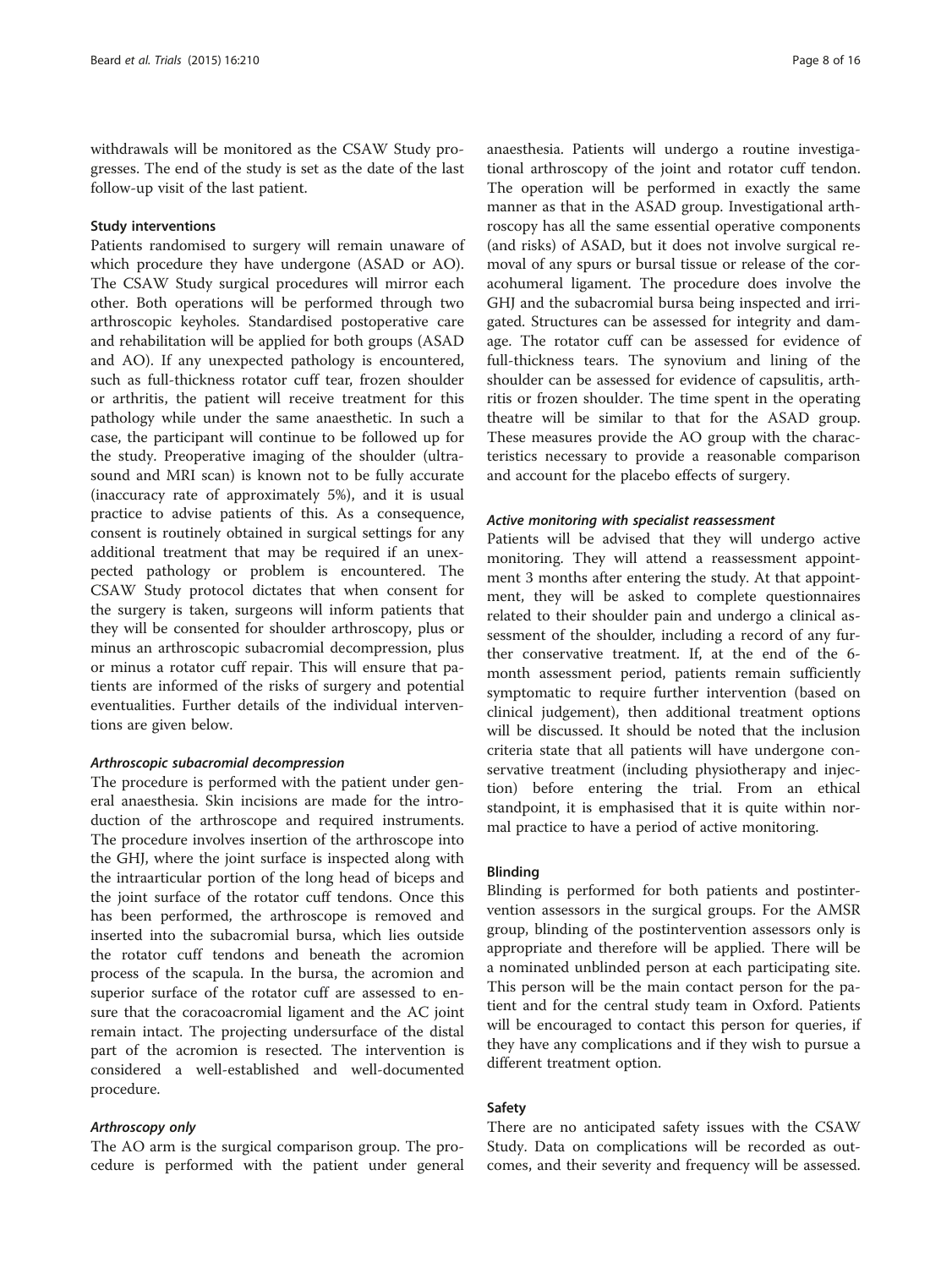withdrawals will be monitored as the CSAW Study progresses. The end of the study is set as the date of the last follow-up visit of the last patient.

### Study interventions

Patients randomised to surgery will remain unaware of which procedure they have undergone (ASAD or AO). The CSAW Study surgical procedures will mirror each other. Both operations will be performed through two arthroscopic keyholes. Standardised postoperative care and rehabilitation will be applied for both groups (ASAD and AO). If any unexpected pathology is encountered, such as full-thickness rotator cuff tear, frozen shoulder or arthritis, the patient will receive treatment for this pathology while under the same anaesthetic. In such a case, the participant will continue to be followed up for the study. Preoperative imaging of the shoulder (ultrasound and MRI scan) is known not to be fully accurate (inaccuracy rate of approximately 5%), and it is usual practice to advise patients of this. As a consequence, consent is routinely obtained in surgical settings for any additional treatment that may be required if an unexpected pathology or problem is encountered. The CSAW Study protocol dictates that when consent for the surgery is taken, surgeons will inform patients that they will be consented for shoulder arthroscopy, plus or minus an arthroscopic subacromial decompression, plus or minus a rotator cuff repair. This will ensure that patients are informed of the risks of surgery and potential eventualities. Further details of the individual interventions are given below.

#### *Arthroscopic subacromial decompression*

The procedure is performed with the patient under general anaesthesia. Skin incisions are made for the introduction of the arthroscope and required instruments. The procedure involves insertion of the arthroscope into the GHJ, where the joint surface is inspected along with the intraarticular portion of the long head of biceps and the joint surface of the rotator cuff tendons. Once this has been performed, the arthroscope is removed and inserted into the subacromial bursa, which lies outside the rotator cuff tendons and beneath the acromion process of the scapula. In the bursa, the acromion and superior surface of the rotator cuff are assessed to ensure that the coracoacromial ligament and the AC joint remain intact. The projecting undersurface of the distal part of the acromion is resected. The intervention is considered a well-established and well-documented procedure.

#### *Arthroscopy only*

The AO arm is the surgical comparison group. The procedure is performed with the patient under general anaesthesia. Patients will undergo a routine investigational arthroscopy of the joint and rotator cuff tendon. The operation will be performed in exactly the same manner as that in the ASAD group. Investigational arthroscopy has all the same essential operative components (and risks) of ASAD, but it does not involve surgical removal of any spurs or bursal tissue or release of the coracohumeral ligament. The procedure does involve the GHJ and the subacromial bursa being inspected and irrigated. Structures can be assessed for integrity and damage. The rotator cuff can be assessed for evidence of full-thickness tears. The synovium and lining of the shoulder can be assessed for evidence of capsulitis, arthritis or frozen shoulder. The time spent in the operating theatre will be similar to that for the ASAD group. These measures provide the AO group with the characteristics necessary to provide a reasonable comparison and account for the placebo effects of surgery.

#### *Active monitoring with specialist reassessment*

Patients will be advised that they will undergo active monitoring. They will attend a reassessment appointment 3 months after entering the study. At that appointment, they will be asked to complete questionnaires related to their shoulder pain and undergo a clinical assessment of the shoulder, including a record of any further conservative treatment. If, at the end of the 6-month assessment period, patients remain sufficiently symptomatic to require further intervention (based on clinical judgement), then additional treatment options will be discussed. It should be noted that the inclusion criteria state that all patients will have undergone conservative treatment (including physiotherapy and injection) before entering the trial. From an ethical standpoint, it is emphasised that it is quite within normal practice to have a period of active monitoring.

### Blinding

Blinding is performed for both patients and postintervention assessors in the surgical groups. For the AMSR group, blinding of the postintervention assessors only is appropriate and therefore will be applied. There will be a nominated unblinded person at each participating site. This person will be the main contact person for the patient and for the central study team in Oxford. Patients will be encouraged to contact this person for queries, if they have any complications and if they wish to pursue a different treatment option.

### Safety

There are no anticipated safety issues with the CSAW Study. Data on complications will be recorded as outcomes, and their severity and frequency will be assessed.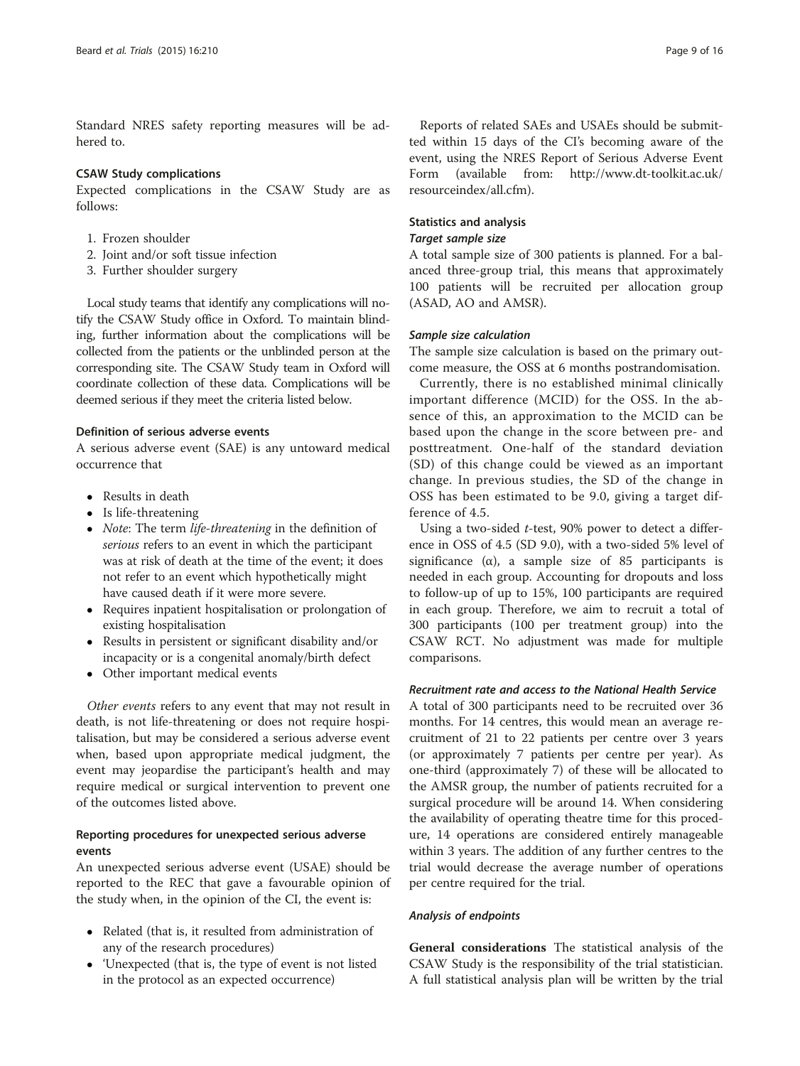Standard NRES safety reporting measures will be adhered to.

### CSAW Study complications

Expected complications in the CSAW Study are as follows:

1. Frozen shoulder
2. Joint and/or soft tissue infection
3. Further shoulder surgery

Local study teams that identify any complications will notify the CSAW Study office in Oxford. To maintain blinding, further information about the complications will be collected from the patients or the unblinded person at the corresponding site. The CSAW Study team in Oxford will coordinate collection of these data. Complications will be deemed serious if they meet the criteria listed below.

### Definition of serious adverse events

A serious adverse event (SAE) is any untoward medical occurrence that

- Results in death
- Is life-threatening
- *Note*: The term *life-threatening* in the definition of *serious* refers to an event in which the participant was at risk of death at the time of the event; it does not refer to an event which hypothetically might have caused death if it were more severe.
- Requires inpatient hospitalisation or prolongation of existing hospitalisation
- Results in persistent or significant disability and/or incapacity or is a congenital anomaly/birth defect
- Other important medical events

*Other events* refers to any event that may not result in death, is not life-threatening or does not require hospitalisation, but may be considered a serious adverse event when, based upon appropriate medical judgment, the event may jeopardise the participant's health and may require medical or surgical intervention to prevent one of the outcomes listed above.

### Reporting procedures for unexpected serious adverse events

An unexpected serious adverse event (USAE) should be reported to the REC that gave a favourable opinion of the study when, in the opinion of the CI, the event is:

- Related (that is, it resulted from administration of any of the research procedures)
- 'Unexpected (that is, the type of event is not listed in the protocol as an expected occurrence)

Reports of related SAEs and USAEs should be submitted within 15 days of the CI's becoming aware of the event, using the NRES Report of Serious Adverse Event Form (available from: http://www.dt-toolkit.ac.uk/resourceindex/all.cfm).

### Statistics and analysis

#### *Target sample size*

A total sample size of 300 patients is planned. For a balanced three-group trial, this means that approximately 100 patients will be recruited per allocation group (ASAD, AO and AMSR).

#### *Sample size calculation*

The sample size calculation is based on the primary outcome measure, the OSS at 6 months postrandomisation.

Currently, there is no established minimal clinically important difference (MCID) for the OSS. In the absence of this, an approximation to the MCID can be based upon the change in the score between pre- and posttreatment. One-half of the standard deviation (SD) of this change could be viewed as an important change. In previous studies, the SD of the change in OSS has been estimated to be 9.0, giving a target difference of 4.5.

Using a two-sided *t*-test, 90% power to detect a difference in OSS of 4.5 (SD 9.0), with a two-sided 5% level of significance ($\alpha$), a sample size of 85 participants is needed in each group. Accounting for dropouts and loss to follow-up of up to 15%, 100 participants are required in each group. Therefore, we aim to recruit a total of 300 participants (100 per treatment group) into the CSAW RCT. No adjustment was made for multiple comparisons.

#### *Recruitment rate and access to the National Health Service*

A total of 300 participants need to be recruited over 36 months. For 14 centres, this would mean an average recruitment of 21 to 22 patients per centre over 3 years (or approximately 7 patients per centre per year). As one-third (approximately 7) of these will be allocated to the AMSR group, the number of patients recruited for a surgical procedure will be around 14. When considering the availability of operating theatre time for this procedure, 14 operations are considered entirely manageable within 3 years. The addition of any further centres to the trial would decrease the average number of operations per centre required for the trial.

#### *Analysis of endpoints*

**General considerations** The statistical analysis of the CSAW Study is the responsibility of the trial statistician. A full statistical analysis plan will be written by the trial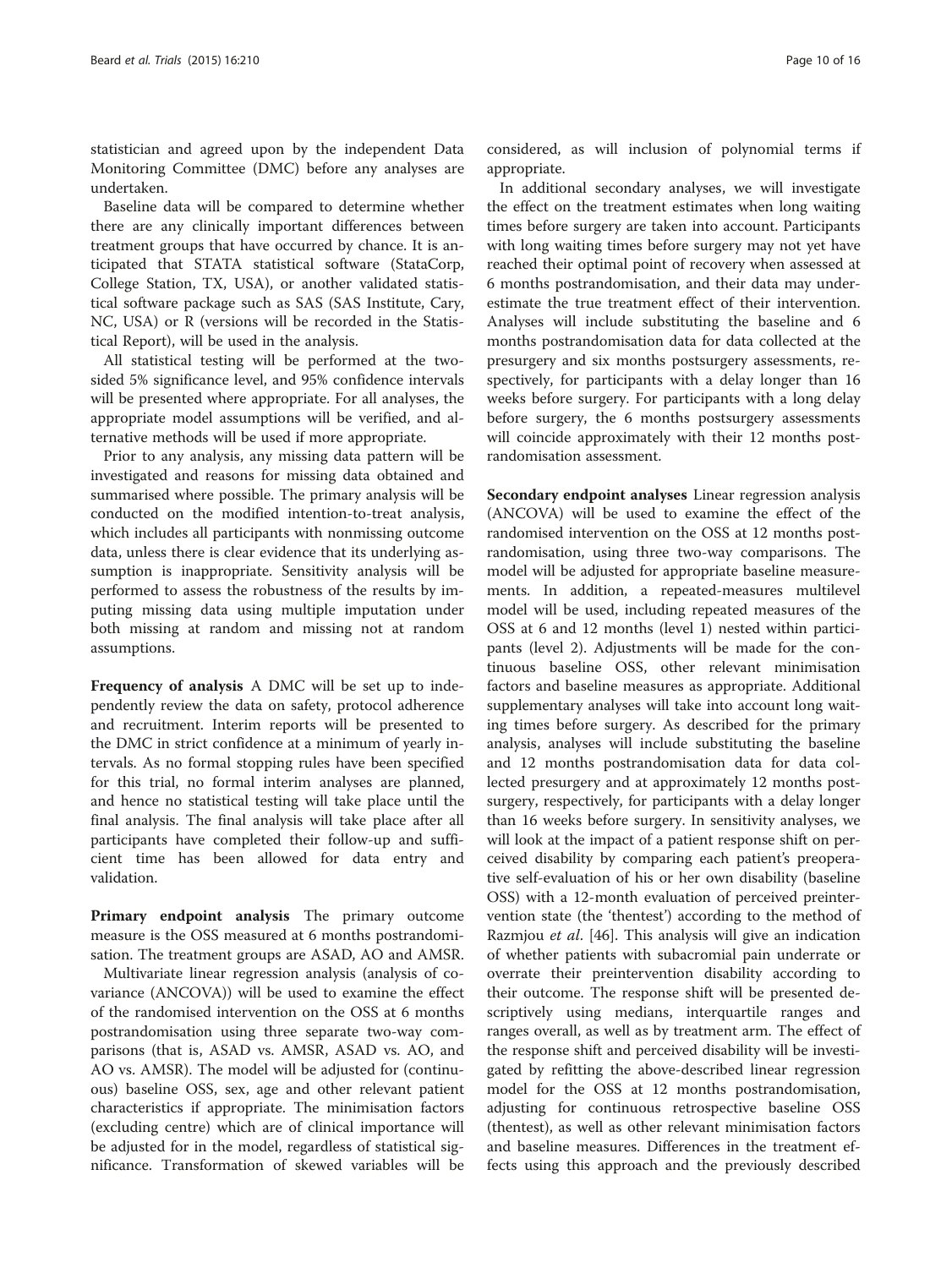statistician and agreed upon by the independent Data Monitoring Committee (DMC) before any analyses are undertaken.

Baseline data will be compared to determine whether there are any clinically important differences between treatment groups that have occurred by chance. It is anticipated that STATA statistical software (StataCorp, College Station, TX, USA), or another validated statistical software package such as SAS (SAS Institute, Cary, NC, USA) or R (versions will be recorded in the Statistical Report), will be used in the analysis.

All statistical testing will be performed at the two-sided 5% significance level, and 95% confidence intervals will be presented where appropriate. For all analyses, the appropriate model assumptions will be verified, and alternative methods will be used if more appropriate.

Prior to any analysis, any missing data pattern will be investigated and reasons for missing data obtained and summarised where possible. The primary analysis will be conducted on the modified intention-to-treat analysis, which includes all participants with nonmissing outcome data, unless there is clear evidence that its underlying assumption is inappropriate. Sensitivity analysis will be performed to assess the robustness of the results by imputing missing data using multiple imputation under both missing at random and missing not at random assumptions.

**Frequency of analysis** A DMC will be set up to independently review the data on safety, protocol adherence and recruitment. Interim reports will be presented to the DMC in strict confidence at a minimum of yearly intervals. As no formal stopping rules have been specified for this trial, no formal interim analyses are planned, and hence no statistical testing will take place until the final analysis. The final analysis will take place after all participants have completed their follow-up and sufficient time has been allowed for data entry and validation.

**Primary endpoint analysis** The primary outcome measure is the OSS measured at 6 months postrandomisation. The treatment groups are ASAD, AO and AMSR.

Multivariate linear regression analysis (analysis of covariance (ANCOVA)) will be used to examine the effect of the randomised intervention on the OSS at 6 months postrandomisation using three separate two-way comparisons (that is, ASAD vs. AMSR, ASAD vs. AO, and AO vs. AMSR). The model will be adjusted for (continuous) baseline OSS, sex, age and other relevant patient characteristics if appropriate. The minimisation factors (excluding centre) which are of clinical importance will be adjusted for in the model, regardless of statistical significance. Transformation of skewed variables will be considered, as will inclusion of polynomial terms if appropriate.

In additional secondary analyses, we will investigate the effect on the treatment estimates when long waiting times before surgery are taken into account. Participants with long waiting times before surgery may not yet have reached their optimal point of recovery when assessed at 6 months postrandomisation, and their data may underestimate the true treatment effect of their intervention. Analyses will include substituting the baseline and 6 months postrandomisation data for data collected at the presurgery and six months postsurgery assessments, respectively, for participants with a delay longer than 16 weeks before surgery. For participants with a long delay before surgery, the 6 months postsurgery assessments will coincide approximately with their 12 months postrandomisation assessment.

**Secondary endpoint analyses** Linear regression analysis (ANCOVA) will be used to examine the effect of the randomised intervention on the OSS at 12 months postrandomisation, using three two-way comparisons. The model will be adjusted for appropriate baseline measurements. In addition, a repeated-measures multilevel model will be used, including repeated measures of the OSS at 6 and 12 months (level 1) nested within participants (level 2). Adjustments will be made for the continuous baseline OSS, other relevant minimisation factors and baseline measures as appropriate. Additional supplementary analyses will take into account long waiting times before surgery. As described for the primary analysis, analyses will include substituting the baseline and 12 months postrandomisation data for data collected presurgery and at approximately 12 months postsurgery, respectively, for participants with a delay longer than 16 weeks before surgery. In sensitivity analyses, we will look at the impact of a patient response shift on perceived disability by comparing each patient's preoperative self-evaluation of his or her own disability (baseline OSS) with a 12-month evaluation of perceived preintervention state (the 'thentest') according to the method of Razmjou *et al.* [46]. This analysis will give an indication of whether patients with subacromial pain underrate or overrate their preintervention disability according to their outcome. The response shift will be presented descriptively using medians, interquartile ranges and ranges overall, as well as by treatment arm. The effect of the response shift and perceived disability will be investigated by refitting the above-described linear regression model for the OSS at 12 months postrandomisation, adjusting for continuous retrospective baseline OSS (thentest), as well as other relevant minimisation factors and baseline measures. Differences in the treatment effects using this approach and the previously described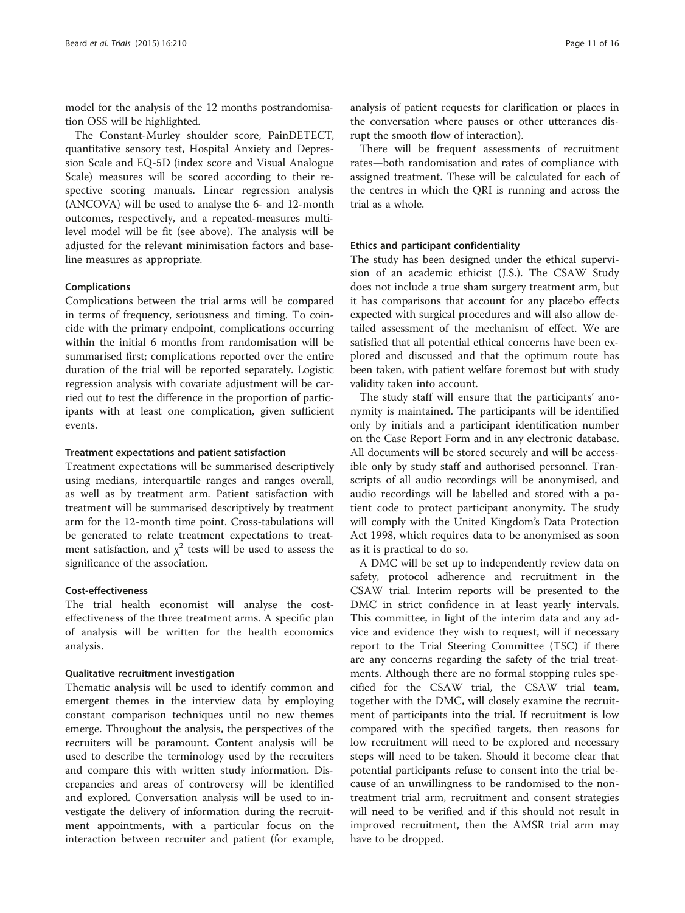model for the analysis of the 12 months postrandomisation OSS will be highlighted.

The Constant-Murley shoulder score, PainDETECT, quantitative sensory test, Hospital Anxiety and Depression Scale and EQ-5D (index score and Visual Analogue Scale) measures will be scored according to their respective scoring manuals. Linear regression analysis (ANCOVA) will be used to analyse the 6- and 12-month outcomes, respectively, and a repeated-measures multilevel model will be fit (see above). The analysis will be adjusted for the relevant minimisation factors and baseline measures as appropriate.

#### Complications

Complications between the trial arms will be compared in terms of frequency, seriousness and timing. To coincide with the primary endpoint, complications occurring within the initial 6 months from randomisation will be summarised first; complications reported over the entire duration of the trial will be reported separately. Logistic regression analysis with covariate adjustment will be carried out to test the difference in the proportion of participants with at least one complication, given sufficient events.

#### Treatment expectations and patient satisfaction

Treatment expectations will be summarised descriptively using medians, interquartile ranges and ranges overall, as well as by treatment arm. Patient satisfaction with treatment will be summarised descriptively by treatment arm for the 12-month time point. Cross-tabulations will be generated to relate treatment expectations to treatment satisfaction, and $\chi^2$ tests will be used to assess the significance of the association.

#### Cost-effectiveness

The trial health economist will analyse the cost-effectiveness of the three treatment arms. A specific plan of analysis will be written for the health economics analysis.

#### Qualitative recruitment investigation

Thematic analysis will be used to identify common and emergent themes in the interview data by employing constant comparison techniques until no new themes emerge. Throughout the analysis, the perspectives of the recruiters will be paramount. Content analysis will be used to describe the terminology used by the recruiters and compare this with written study information. Discrepancies and areas of controversy will be identified and explored. Conversation analysis will be used to investigate the delivery of information during the recruitment appointments, with a particular focus on the interaction between recruiter and patient (for example, analysis of patient requests for clarification or places in the conversation where pauses or other utterances disrupt the smooth flow of interaction).

There will be frequent assessments of recruitment rates—both randomisation and rates of compliance with assigned treatment. These will be calculated for each of the centres in which the QRI is running and across the trial as a whole.

### Ethics and participant confidentiality

The study has been designed under the ethical supervision of an academic ethicist (J.S.). The CSAW Study does not include a true sham surgery treatment arm, but it has comparisons that account for any placebo effects expected with surgical procedures and will also allow detailed assessment of the mechanism of effect. We are satisfied that all potential ethical concerns have been explored and discussed and that the optimum route has been taken, with patient welfare foremost but with study validity taken into account.

The study staff will ensure that the participants' anonymity is maintained. The participants will be identified only by initials and a participant identification number on the Case Report Form and in any electronic database. All documents will be stored securely and will be accessible only by study staff and authorised personnel. Transcripts of all audio recordings will be anonymised, and audio recordings will be labelled and stored with a patient code to protect participant anonymity. The study will comply with the United Kingdom's Data Protection Act 1998, which requires data to be anonymised as soon as it is practical to do so.

A DMC will be set up to independently review data on safety, protocol adherence and recruitment in the CSAW trial. Interim reports will be presented to the DMC in strict confidence in at least yearly intervals. This committee, in light of the interim data and any advice and evidence they wish to request, will if necessary report to the Trial Steering Committee (TSC) if there are any concerns regarding the safety of the trial treatments. Although there are no formal stopping rules specified for the CSAW trial, the CSAW trial team, together with the DMC, will closely examine the recruitment of participants into the trial. If recruitment is low compared with the specified targets, then reasons for low recruitment will need to be explored and necessary steps will need to be taken. Should it become clear that potential participants refuse to consent into the trial because of an unwillingness to be randomised to the non-treatment trial arm, recruitment and consent strategies will need to be verified and if this should not result in improved recruitment, then the AMSR trial arm may have to be dropped.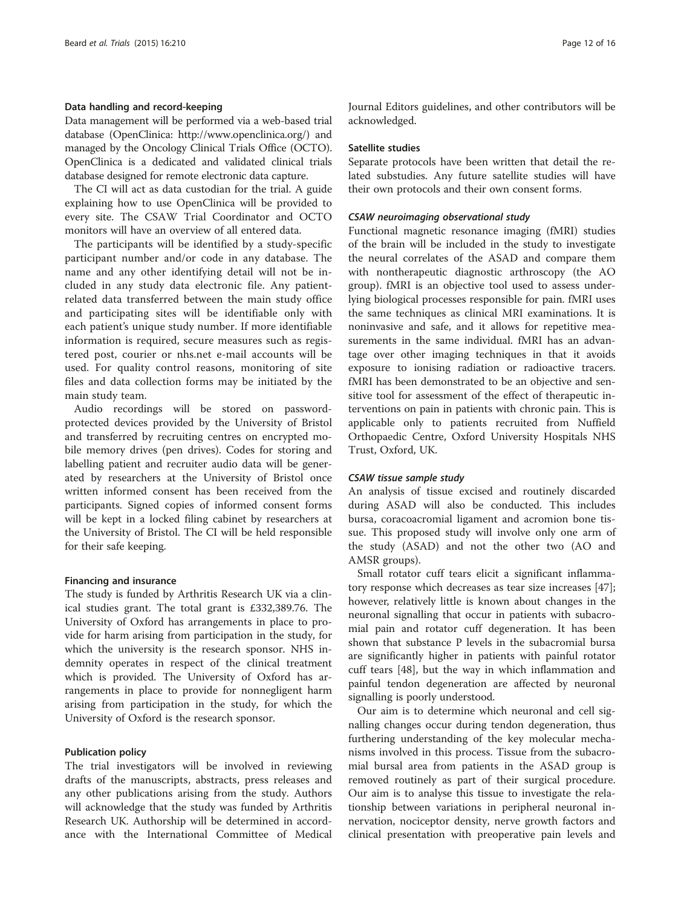### Data handling and record-keeping

Data management will be performed via a web-based trial database (OpenClinica: http://www.openclinica.org/) and managed by the Oncology Clinical Trials Office (OCTO). OpenClinica is a dedicated and validated clinical trials database designed for remote electronic data capture.

The CI will act as data custodian for the trial. A guide explaining how to use OpenClinica will be provided to every site. The CSAW Trial Coordinator and OCTO monitors will have an overview of all entered data.

The participants will be identified by a study-specific participant number and/or code in any database. The name and any other identifying detail will not be included in any study data electronic file. Any patient-related data transferred between the main study office and participating sites will be identifiable only with each patient's unique study number. If more identifiable information is required, secure measures such as registered post, courier or nhs.net e-mail accounts will be used. For quality control reasons, monitoring of site files and data collection forms may be initiated by the main study team.

Audio recordings will be stored on password-protected devices provided by the University of Bristol and transferred by recruiting centres on encrypted mobile memory drives (pen drives). Codes for storing and labelling patient and recruiter audio data will be generated by researchers at the University of Bristol once written informed consent has been received from the participants. Signed copies of informed consent forms will be kept in a locked filing cabinet by researchers at the University of Bristol. The CI will be held responsible for their safe keeping.

### Financing and insurance

The study is funded by Arthritis Research UK via a clinical studies grant. The total grant is £332,389.76. The University of Oxford has arrangements in place to provide for harm arising from participation in the study, for which the university is the research sponsor. NHS indemnity operates in respect of the clinical treatment which is provided. The University of Oxford has arrangements in place to provide for nonnegligent harm arising from participation in the study, for which the University of Oxford is the research sponsor.

### Publication policy

The trial investigators will be involved in reviewing drafts of the manuscripts, abstracts, press releases and any other publications arising from the study. Authors will acknowledge that the study was funded by Arthritis Research UK. Authorship will be determined in accordance with the International Committee of Medical Journal Editors guidelines, and other contributors will be acknowledged.

### Satellite studies

Separate protocols have been written that detail the related substudies. Any future satellite studies will have their own protocols and their own consent forms.

#### *CSAW neuroimaging observational study*

Functional magnetic resonance imaging (fMRI) studies of the brain will be included in the study to investigate the neural correlates of the ASAD and compare them with nontherapeutic diagnostic arthroscopy (the AO group). fMRI is an objective tool used to assess underlying biological processes responsible for pain. fMRI uses the same techniques as clinical MRI examinations. It is noninvasive and safe, and it allows for repetitive measurements in the same individual. fMRI has an advantage over other imaging techniques in that it avoids exposure to ionising radiation or radioactive tracers. fMRI has been demonstrated to be an objective and sensitive tool for assessment of the effect of therapeutic interventions on pain in patients with chronic pain. This is applicable only to patients recruited from Nuffield Orthopaedic Centre, Oxford University Hospitals NHS Trust, Oxford, UK.

#### *CSAW tissue sample study*

An analysis of tissue excised and routinely discarded during ASAD will also be conducted. This includes bursa, coracoacromial ligament and acromion bone tissue. This proposed study will involve only one arm of the study (ASAD) and not the other two (AO and AMSR groups).

Small rotator cuff tears elicit a significant inflammatory response which decreases as tear size increases [47]; however, relatively little is known about changes in the neuronal signalling that occur in patients with subacromial pain and rotator cuff degeneration. It has been shown that substance P levels in the subacromial bursa are significantly higher in patients with painful rotator cuff tears [48], but the way in which inflammation and painful tendon degeneration are affected by neuronal signalling is poorly understood.

Our aim is to determine which neuronal and cell signalling changes occur during tendon degeneration, thus furthering understanding of the key molecular mechanisms involved in this process. Tissue from the subacromial bursal area from patients in the ASAD group is removed routinely as part of their surgical procedure. Our aim is to analyse this tissue to investigate the relationship between variations in peripheral neuronal innervation, nociceptor density, nerve growth factors and clinical presentation with preoperative pain levels and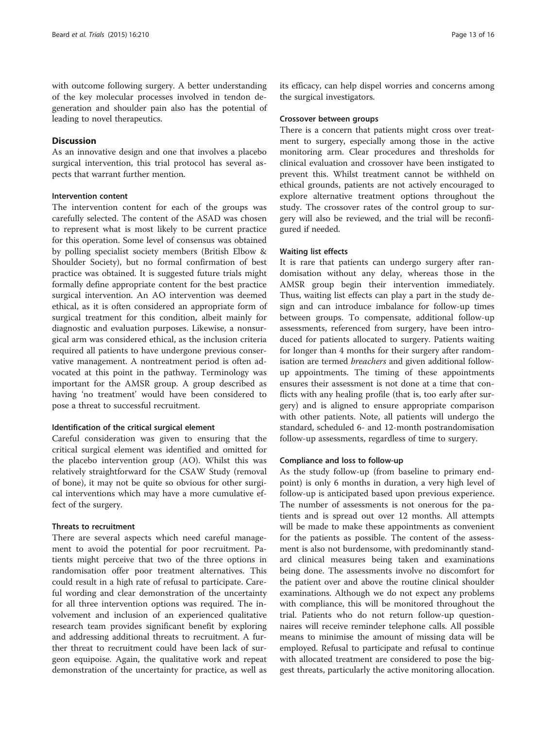with outcome following surgery. A better understanding of the key molecular processes involved in tendon degeneration and shoulder pain also has the potential of leading to novel therapeutics.

## Discussion

As an innovative design and one that involves a placebo surgical intervention, this trial protocol has several aspects that warrant further mention.

### Intervention content

The intervention content for each of the groups was carefully selected. The content of the ASAD was chosen to represent what is most likely to be current practice for this operation. Some level of consensus was obtained by polling specialist society members (British Elbow & Shoulder Society), but no formal confirmation of best practice was obtained. It is suggested future trials might formally define appropriate content for the best practice surgical intervention. An AO intervention was deemed ethical, as it is often considered an appropriate form of surgical treatment for this condition, albeit mainly for diagnostic and evaluation purposes. Likewise, a nonsurgical arm was considered ethical, as the inclusion criteria required all patients to have undergone previous conservative management. A nontreatment period is often advocated at this point in the pathway. Terminology was important for the AMSR group. A group described as having 'no treatment' would have been considered to pose a threat to successful recruitment.

### Identification of the critical surgical element

Careful consideration was given to ensuring that the critical surgical element was identified and omitted for the placebo intervention group (AO). Whilst this was relatively straightforward for the CSAW Study (removal of bone), it may not be quite so obvious for other surgical interventions which may have a more cumulative effect of the surgery.

### Threats to recruitment

There are several aspects which need careful management to avoid the potential for poor recruitment. Patients might perceive that two of the three options in randomisation offer poor treatment alternatives. This could result in a high rate of refusal to participate. Careful wording and clear demonstration of the uncertainty for all three intervention options was required. The involvement and inclusion of an experienced qualitative research team provides significant benefit by exploring and addressing additional threats to recruitment. A further threat to recruitment could have been lack of surgeon equipoise. Again, the qualitative work and repeat demonstration of the uncertainty for practice, as well as its efficacy, can help dispel worries and concerns among the surgical investigators.

### Crossover between groups

There is a concern that patients might cross over treatment to surgery, especially among those in the active monitoring arm. Clear procedures and thresholds for clinical evaluation and crossover have been instigated to prevent this. Whilst treatment cannot be withheld on ethical grounds, patients are not actively encouraged to explore alternative treatment options throughout the study. The crossover rates of the control group to surgery will also be reviewed, and the trial will be reconfigured if needed.

### Waiting list effects

It is rare that patients can undergo surgery after randomisation without any delay, whereas those in the AMSR group begin their intervention immediately. Thus, waiting list effects can play a part in the study design and can introduce imbalance for follow-up times between groups. To compensate, additional follow-up assessments, referenced from surgery, have been introduced for patients allocated to surgery. Patients waiting for longer than 4 months for their surgery after randomisation are termed *breachers* and given additional follow-up appointments. The timing of these appointments ensures their assessment is not done at a time that conflicts with any healing profile (that is, too early after surgery) and is aligned to ensure appropriate comparison with other patients. Note, all patients will undergo the standard, scheduled 6- and 12-month postrandomisation follow-up assessments, regardless of time to surgery.

### Compliance and loss to follow-up

As the study follow-up (from baseline to primary endpoint) is only 6 months in duration, a very high level of follow-up is anticipated based upon previous experience. The number of assessments is not onerous for the patients and is spread out over 12 months. All attempts will be made to make these appointments as convenient for the patients as possible. The content of the assessment is also not burdensome, with predominantly standard clinical measures being taken and examinations being done. The assessments involve no discomfort for the patient over and above the routine clinical shoulder examinations. Although we do not expect any problems with compliance, this will be monitored throughout the trial. Patients who do not return follow-up questionnaires will receive reminder telephone calls. All possible means to minimise the amount of missing data will be employed. Refusal to participate and refusal to continue with allocated treatment are considered to pose the biggest threats, particularly the active monitoring allocation.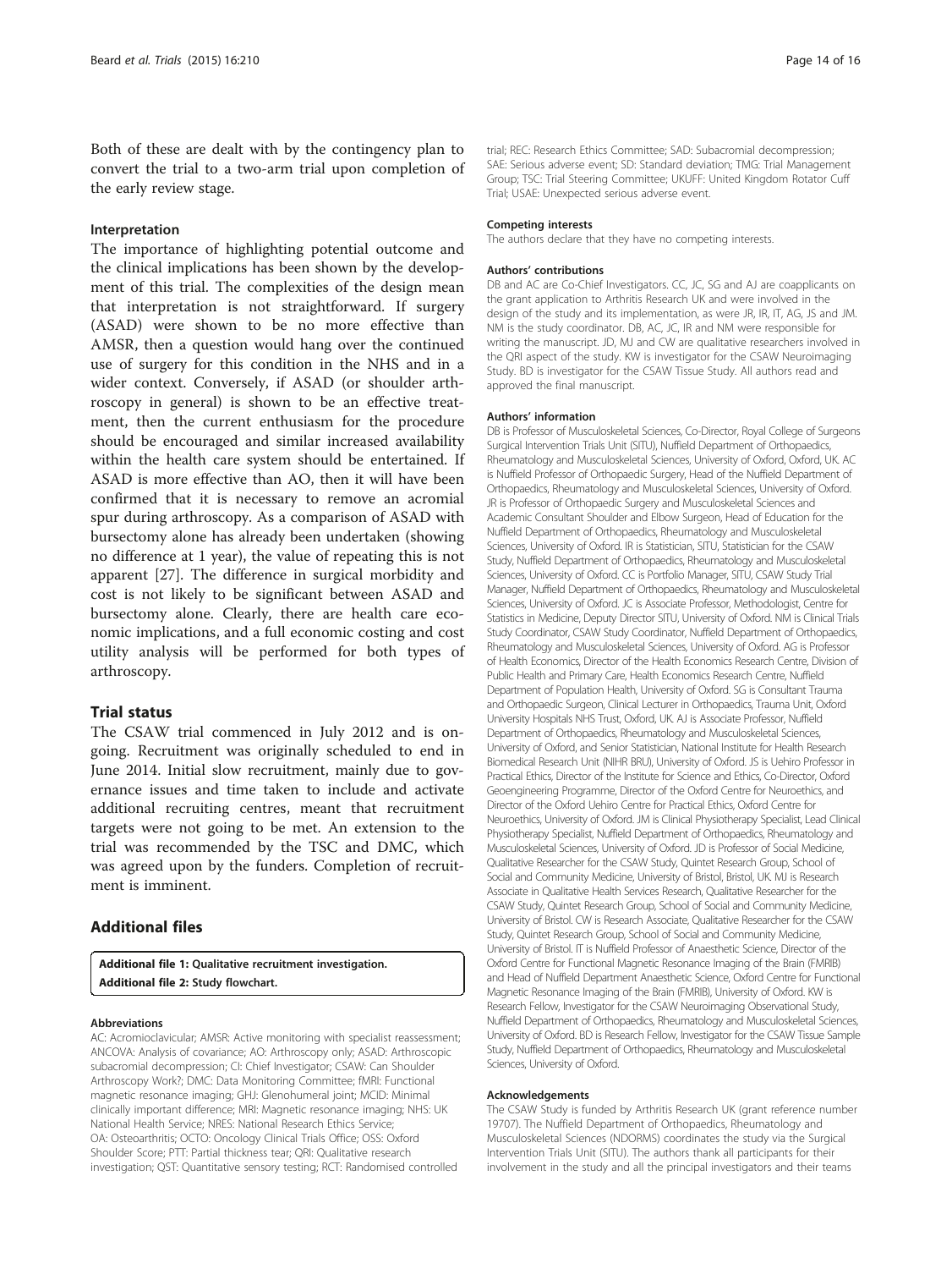Both of these are dealt with by the contingency plan to convert the trial to a two-arm trial upon completion of the early review stage.

### Interpretation

The importance of highlighting potential outcome and the clinical implications has been shown by the development of this trial. The complexities of the design mean that interpretation is not straightforward. If surgery (ASAD) were shown to be no more effective than AMSR, then a question would hang over the continued use of surgery for this condition in the NHS and in a wider context. Conversely, if ASAD (or shoulder arthroscopy in general) is shown to be an effective treatment, then the current enthusiasm for the procedure should be encouraged and similar increased availability within the health care system should be entertained. If ASAD is more effective than AO, then it will have been confirmed that it is necessary to remove an acromial spur during arthroscopy. As a comparison of ASAD with bursectomy alone has already been undertaken (showing no difference at 1 year), the value of repeating this is not apparent [27]. The difference in surgical morbidity and cost is not likely to be significant between ASAD and bursectomy alone. Clearly, there are health care economic implications, and a full economic costing and cost utility analysis will be performed for both types of arthroscopy.

## Trial status

The CSAW trial commenced in July 2012 and is ongoing. Recruitment was originally scheduled to end in June 2014. Initial slow recruitment, mainly due to governance issues and time taken to include and activate additional recruiting centres, meant that recruitment targets were not going to be met. An extension to the trial was recommended by the TSC and DMC, which was agreed upon by the funders. Completion of recruitment is imminent.

## Additional files

**Additional file 1: Qualitative recruitment investigation.**
**Additional file 2: Study flowchart.**

#### Abbreviations

AC: Acromioclavicular; AMSR: Active monitoring with specialist reassessment; ANCOVA: Analysis of covariance; AO: Arthroscopy only; ASAD: Arthroscopic subacromial decompression; CI: Chief Investigator; CSAW: Can Shoulder Arthroscopy Work?; DMC: Data Monitoring Committee; fMRI: Functional magnetic resonance imaging; GHJ: Glenohumeral joint; MCID: Minimal clinically important difference; MRI: Magnetic resonance imaging; NHS: UK National Health Service; NRES: National Research Ethics Service; OA: Osteoarthritis; OCTO: Oncology Clinical Trials Office; OSS: Oxford Shoulder Score; PTT: Partial thickness tear; QRI: Qualitative research investigation; QST: Quantitative sensory testing; RCT: Randomised controlled trial; REC: Research Ethics Committee; SAD: Subacromial decompression; SAE: Serious adverse event; SD: Standard deviation; TMG: Trial Management Group; TSC: Trial Steering Committee; UKUFF: United Kingdom Rotator Cuff Trial; USAE: Unexpected serious adverse event.

#### Competing interests

The authors declare that they have no competing interests.

#### Authors' contributions

DB and AC are Co-Chief Investigators. CC, JC, SG and AJ are coapplicants on the grant application to Arthritis Research UK and were involved in the design of the study and its implementation, as were JR, IR, IT, AG, JS and JM. NM is the study coordinator. DB, AC, JC, IR and NM were responsible for writing the manuscript. JD, MJ and CW are qualitative researchers involved in the QRI aspect of the study. KW is investigator for the CSAW Neuroimaging Study. BD is investigator for the CSAW Tissue Study. All authors read and approved the final manuscript.

#### Authors' information

DB is Professor of Musculoskeletal Sciences, Co-Director, Royal College of Surgeons Surgical Intervention Trials Unit (SITU), Nuffield Department of Orthopaedics, Rheumatology and Musculoskeletal Sciences, University of Oxford, Oxford, UK. AC is Nuffield Professor of Orthopaedic Surgery, Head of the Nuffield Department of Orthopaedics, Rheumatology and Musculoskeletal Sciences, University of Oxford. JR is Professor of Orthopaedic Surgery and Musculoskeletal Sciences and Academic Consultant Shoulder and Elbow Surgeon, Head of Education for the Nuffield Department of Orthopaedics, Rheumatology and Musculoskeletal Sciences, University of Oxford. IR is Statistician, SITU, Statistician for the CSAW Study, Nuffield Department of Orthopaedics, Rheumatology and Musculoskeletal Sciences, University of Oxford. CC is Portfolio Manager, SITU, CSAW Study Trial Manager, Nuffield Department of Orthopaedics, Rheumatology and Musculoskeletal Sciences, University of Oxford. JC is Associate Professor, Methodologist, Centre for Statistics in Medicine, Deputy Director SITU, University of Oxford. NM is Clinical Trials Study Coordinator, CSAW Study Coordinator, Nuffield Department of Orthopaedics, Rheumatology and Musculoskeletal Sciences, University of Oxford. AG is Professor of Health Economics, Director of the Health Economics Research Centre, Division of Public Health and Primary Care, Health Economics Research Centre, Nuffield Department of Population Health, University of Oxford. SG is Consultant Trauma and Orthopaedic Surgeon, Clinical Lecturer in Orthopaedics, Trauma Unit, Oxford University Hospitals NHS Trust, Oxford, UK. AJ is Associate Professor, Nuffield Department of Orthopaedics, Rheumatology and Musculoskeletal Sciences, University of Oxford, and Senior Statistician, National Institute for Health Research Biomedical Research Unit (NIHR BRU), University of Oxford. JS is Uehiro Professor in Practical Ethics, Director of the Institute for Science and Ethics, Co-Director, Oxford Geoengineering Programme, Director of the Oxford Centre for Neuroethics, and Director of the Oxford Uehiro Centre for Practical Ethics, Oxford Centre for Neuroethics, University of Oxford. JM is Clinical Physiotherapy Specialist, Lead Clinical Physiotherapy Specialist, Nuffield Department of Orthopaedics, Rheumatology and Musculoskeletal Sciences, University of Oxford. JD is Professor of Social Medicine, Qualitative Researcher for the CSAW Study, Quintet Research Group, School of Social and Community Medicine, University of Bristol, Bristol, UK. MJ is Research Associate in Qualitative Health Services Research, Qualitative Researcher for the CSAW Study, Quintet Research Group, School of Social and Community Medicine, University of Bristol. CW is Research Associate, Qualitative Researcher for the CSAW Study, Quintet Research Group, School of Social and Community Medicine, University of Bristol. IT is Nuffield Professor of Anaesthetic Science, Director of the Oxford Centre for Functional Magnetic Resonance Imaging of the Brain (FMRIB) and Head of Nuffield Department Anaesthetic Science, Oxford Centre for Functional Magnetic Resonance Imaging of the Brain (FMRIB), University of Oxford. KW is Research Fellow, Investigator for the CSAW Neuroimaging Observational Study, Nuffield Department of Orthopaedics, Rheumatology and Musculoskeletal Sciences, University of Oxford. BD is Research Fellow, Investigator for the CSAW Tissue Sample Study, Nuffield Department of Orthopaedics, Rheumatology and Musculoskeletal Sciences, University of Oxford.

#### Acknowledgements

The CSAW Study is funded by Arthritis Research UK (grant reference number 19707). The Nuffield Department of Orthopaedics, Rheumatology and Musculoskeletal Sciences (NDORMS) coordinates the study via the Surgical Intervention Trials Unit (SITU). The authors thank all participants for their involvement in the study and all the principal investigators and their teams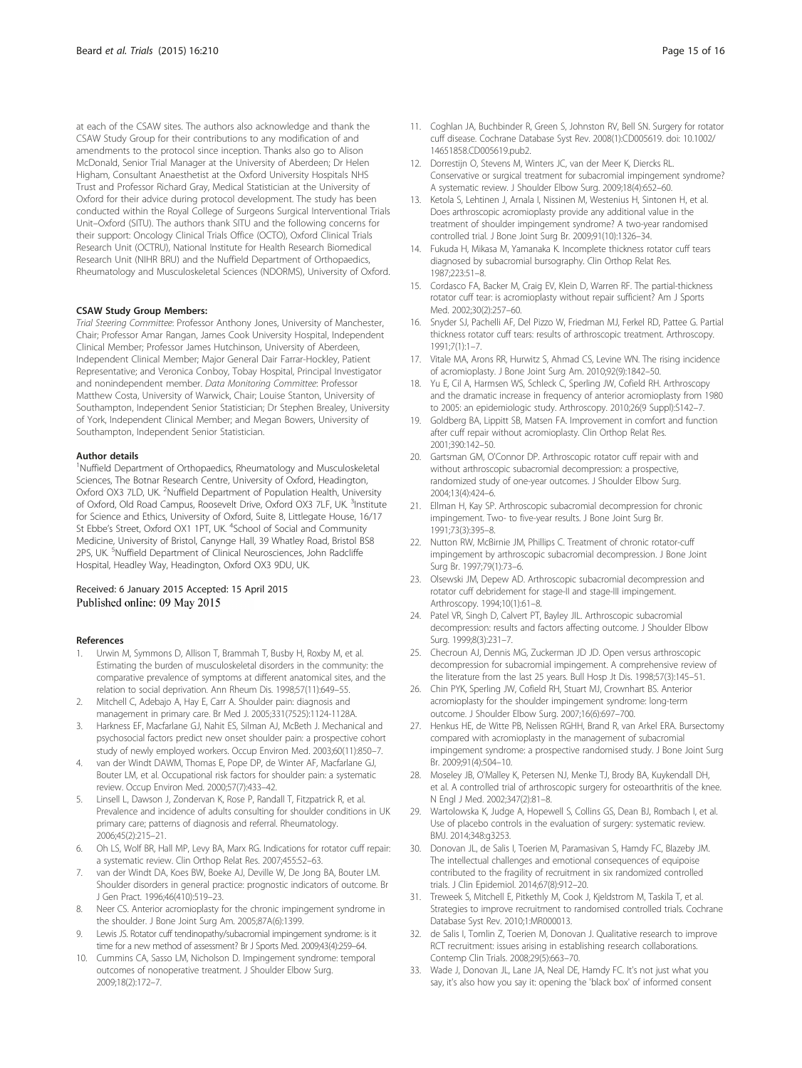at each of the CSAW sites. The authors also acknowledge and thank the CSAW Study Group for their contributions to any modification of and amendments to the protocol since inception. Thanks also go to Alison McDonald, Senior Trial Manager at the University of Aberdeen; Dr Helen Higham, Consultant Anaesthetist at the Oxford University Hospitals NHS Trust and Professor Richard Gray, Medical Statistician at the University of Oxford for their advice during protocol development. The study has been conducted within the Royal College of Surgeons Surgical Interventional Trials Unit–Oxford (SITU). The authors thank SITU and the following concerns for their support: Oncology Clinical Trials Office (OCTO), Oxford Clinical Trials Research Unit (OCTRU), National Institute for Health Research Biomedical Research Unit (NIHR BRU) and the Nuffield Department of Orthopaedics, Rheumatology and Musculoskeletal Sciences (NDORMS), University of Oxford.

#### CSAW Study Group Members:

*Trial Steering Committee*: Professor Anthony Jones, University of Manchester, Chair; Professor Amar Rangan, James Cook University Hospital, Independent Clinical Member; Professor James Hutchinson, University of Aberdeen, Independent Clinical Member; Major General Dair Farrar-Hockley, Patient Representative; and Veronica Conboy, Tobay Hospital, Principal Investigator and nonindependent member. *Data Monitoring Committee*: Professor Matthew Costa, University of Warwick, Chair; Louise Stanton, University of Southampton, Independent Senior Statistician; Dr Stephen Brealey, University of York, Independent Clinical Member; and Megan Bowers, University of Southampton, Independent Senior Statistician.

#### Author details

[1]Nuffield Department of Orthopaedics, Rheumatology and Musculoskeletal Sciences, The Botnar Research Centre, University of Oxford, Headington, Oxford OX3 7LD, UK. [2]Nuffield Department of Population Health, University of Oxford, Old Road Campus, Roosevelt Drive, Oxford OX3 7LF, UK. [3]Institute for Science and Ethics, University of Oxford, Suite 8, Littlegate House, 16/17 St Ebbe's Street, Oxford OX1 1PT, UK. [4]School of Social and Community Medicine, University of Bristol, Canynge Hall, 39 Whatley Road, Bristol BS8 2PS, UK. [5]Nuffield Department of Clinical Neurosciences, John Radcliffe Hospital, Headley Way, Headington, Oxford OX3 9DU, UK.

Received: 6 January 2015 Accepted: 15 April 2015
Published online: 09 May 2015

#### References

1. Urwin M, Symmons D, Allison T, Brammah T, Busby H, Roxby M, et al. Estimating the burden of musculoskeletal disorders in the community: the comparative prevalence of symptoms at different anatomical sites, and the relation to social deprivation. Ann Rheum Dis. 1998;57(11):649–55.
2. Mitchell C, Adebajo A, Hay E, Carr A. Shoulder pain: diagnosis and management in primary care. Br Med J. 2005;331(7525):1124-1128A.
3. Harkness EF, Macfarlane GJ, Nahit ES, Silman AJ, McBeth J. Mechanical and psychosocial factors predict new onset shoulder pain: a prospective cohort study of newly employed workers. Occup Environ Med. 2003;60(11):850–7.
4. van der Windt DAWM, Thomas E, Pope DP, de Winter AF, Macfarlane GJ, Bouter LM, et al. Occupational risk factors for shoulder pain: a systematic review. Occup Environ Med. 2000;57(7):433–42.
5. Linsell L, Dawson J, Zondervan K, Rose P, Randall T, Fitzpatrick R, et al. Prevalence and incidence of adults consulting for shoulder conditions in UK primary care; patterns of diagnosis and referral. Rheumatology. 2006;45(2):215–21.
6. Oh LS, Wolf BR, Hall MP, Levy BA, Marx RG. Indications for rotator cuff repair: a systematic review. Clin Orthop Relat Res. 2007;455:52–63.
7. van der Windt DA, Koes BW, Boeke AJ, Deville W, De Jong BA, Bouter LM. Shoulder disorders in general practice: prognostic indicators of outcome. Br J Gen Pract. 1996;46(410):519–23.
8. Neer CS. Anterior acromioplasty for the chronic impingement syndrome in the shoulder. J Bone Joint Surg Am. 2005;87A(6):1399.
9. Lewis JS. Rotator cuff tendinopathy/subacromial impingement syndrome: is it time for a new method of assessment? Br J Sports Med. 2009;43(4):259–64.
10. Cummins CA, Sasso LM, Nicholson D. Impingement syndrome: temporal outcomes of nonoperative treatment. J Shoulder Elbow Surg. 2009;18(2):172–7.
11. Coghlan JA, Buchbinder R, Green S, Johnston RV, Bell SN. Surgery for rotator cuff disease. Cochrane Database Syst Rev. 2008(1):CD005619. doi: 10.1002/14651858.CD005619.pub2.
12. Dorrestijn O, Stevens M, Winters JC, van der Meer K, Diercks RL. Conservative or surgical treatment for subacromial impingement syndrome? A systematic review. J Shoulder Elbow Surg. 2009;18(4):652–60.
13. Ketola S, Lehtinen J, Arnala I, Nissinen M, Westenius H, Sintonen H, et al. Does arthroscopic acromioplasty provide any additional value in the treatment of shoulder impingement syndrome? A two-year randomised controlled trial. J Bone Joint Surg Br. 2009;91(10):1326–34.
14. Fukuda H, Mikasa M, Yamanaka K. Incomplete thickness rotator cuff tears diagnosed by subacromial bursography. Clin Orthop Relat Res. 1987;223:51–8.
15. Cordasco FA, Backer M, Craig EV, Klein D, Warren RF. The partial-thickness rotator cuff tear: is acromioplasty without repair sufficient? Am J Sports Med. 2002;30(2):257–60.
16. Snyder SJ, Pachelli AF, Del Pizzo W, Friedman MJ, Ferkel RD, Pattee G. Partial thickness rotator cuff tears: results of arthroscopic treatment. Arthroscopy. 1991;7(1):1–7.
17. Vitale MA, Arons RR, Hurwitz S, Ahmad CS, Levine WN. The rising incidence of acromioplasty. J Bone Joint Surg Am. 2010;92(9):1842–50.
18. Yu E, Cil A, Harmsen WS, Schleck C, Sperling JW, Cofield RH. Arthroscopy and the dramatic increase in frequency of anterior acromioplasty from 1980 to 2005: an epidemiologic study. Arthroscopy. 2010;26(9 Suppl):S142–7.
19. Goldberg BA, Lippitt SB, Matsen FA. Improvement in comfort and function after cuff repair without acromioplasty. Clin Orthop Relat Res. 2001;390:142–50.
20. Gartsman GM, O'Connor DP. Arthroscopic rotator cuff repair with and without arthroscopic subacromial decompression: a prospective, randomized study of one-year outcomes. J Shoulder Elbow Surg. 2004;13(4):424–6.
21. Ellman H, Kay SP. Arthroscopic subacromial decompression for chronic impingement. Two- to five-year results. J Bone Joint Surg Br. 1991;73(3):395–8.
22. Nutton RW, McBirnie JM, Phillips C. Treatment of chronic rotator-cuff impingement by arthroscopic subacromial decompression. J Bone Joint Surg Br. 1997;79(1):73–6.
23. Olsewski JM, Depew AD. Arthroscopic subacromial decompression and rotator cuff debridement for stage-II and stage-III impingement. Arthroscopy. 1994;10(1):61–8.
24. Patel VR, Singh D, Calvert PT, Bayley JIL. Arthroscopic subacromial decompression: results and factors affecting outcome. J Shoulder Elbow Surg. 1999;8(3):231–7.
25. Checroun AJ, Dennis MG, Zuckerman JD JD. Open versus arthroscopic decompression for subacromial impingement. A comprehensive review of the literature from the last 25 years. Bull Hosp Jt Dis. 1998;57(3):145–51.
26. Chin PYK, Sperling JW, Cofield RH, Stuart MJ, Crownhart BS. Anterior acromioplasty for the shoulder impingement syndrome: long-term outcome. J Shoulder Elbow Surg. 2007;16(6):697–700.
27. Henkus HE, de Witte PB, Nelissen RGHH, Brand R, van Arkel ERA. Bursectomy compared with acromioplasty in the management of subacromial impingement syndrome: a prospective randomised study. J Bone Joint Surg Br. 2009;91(4):504–10.
28. Moseley JB, O'Malley K, Petersen NJ, Menke TJ, Brody BA, Kuykendall DH, et al. A controlled trial of arthroscopic surgery for osteoarthritis of the knee. N Engl J Med. 2002;347(2):81–8.
29. Wartolowska K, Judge A, Hopewell S, Collins GS, Dean BJ, Rombach I, et al. Use of placebo controls in the evaluation of surgery: systematic review. BMJ. 2014;348:g3253.
30. Donovan JL, de Salis I, Toerien M, Paramasivan S, Hamdy FC, Blazeby JM. The intellectual challenges and emotional consequences of equipoise contributed to the fragility of recruitment in six randomized controlled trials. J Clin Epidemiol. 2014;67(8):912–20.
31. Treweek S, Mitchell E, Pitkethly M, Cook J, Kjeldstrom M, Taskila T, et al. Strategies to improve recruitment to randomised controlled trials. Cochrane Database Syst Rev. 2010;1:MR000013.
32. de Salis I, Tomlin Z, Toerien M, Donovan J. Qualitative research to improve RCT recruitment: issues arising in establishing research collaborations. Contemp Clin Trials. 2008;29(5):663–70.
33. Wade J, Donovan JL, Lane JA, Neal DE, Hamdy FC. It's not just what you say, it's also how you say it: opening the 'black box' of informed consent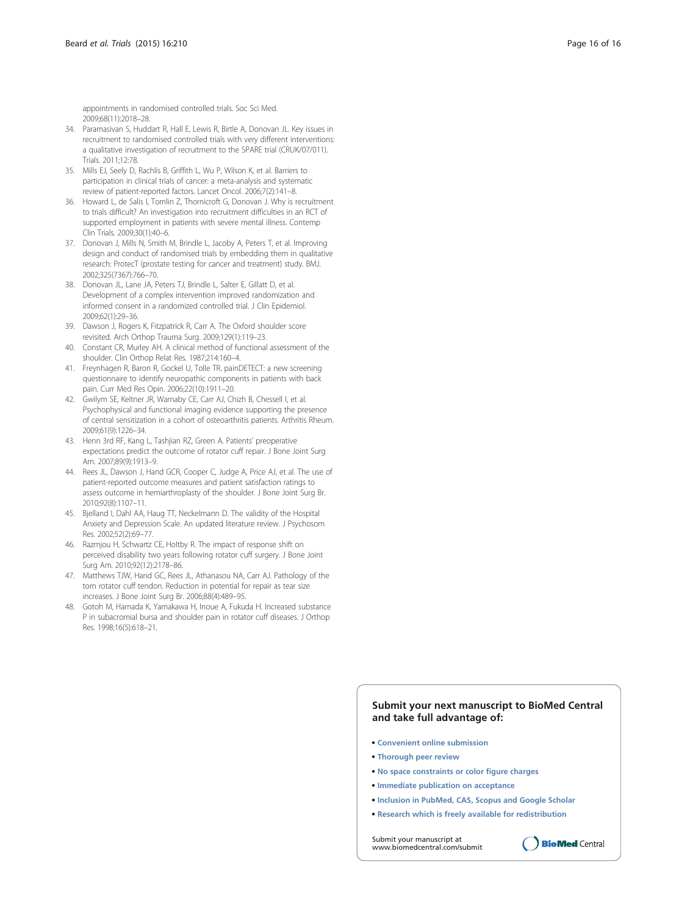appointments in randomised controlled trials. Soc Sci Med. 2009;68(11):2018–28.

34. Paramasivan S, Huddart R, Hall E, Lewis R, Birtle A, Donovan JL. Key issues in recruitment to randomised controlled trials with very different interventions: a qualitative investigation of recruitment to the SPARE trial (CRUK/07/011). Trials. 2011;12:78.
35. Mills EJ, Seely D, Rachlis B, Griffith L, Wu P, Wilson K, et al. Barriers to participation in clinical trials of cancer: a meta-analysis and systematic review of patient-reported factors. Lancet Oncol. 2006;7(2):141–8.
36. Howard L, de Salis I, Tomlin Z, Thornicroft G, Donovan J. Why is recruitment to trials difficult? An investigation into recruitment difficulties in an RCT of supported employment in patients with severe mental illness. Contemp Clin Trials. 2009;30(1):40–6.
37. Donovan J, Mills N, Smith M, Brindle L, Jacoby A, Peters T, et al. Improving design and conduct of randomised trials by embedding them in qualitative research: ProtecT (prostate testing for cancer and treatment) study. BMJ. 2002;325(7367):766–70.
38. Donovan JL, Lane JA, Peters TJ, Brindle L, Salter E, Gillatt D, et al. Development of a complex intervention improved randomization and informed consent in a randomized controlled trial. J Clin Epidemiol. 2009;62(1):29–36.
39. Dawson J, Rogers K, Fitzpatrick R, Carr A. The Oxford shoulder score revisited. Arch Orthop Trauma Surg. 2009;129(1):119–23.
40. Constant CR, Murley AH. A clinical method of functional assessment of the shoulder. Clin Orthop Relat Res. 1987;214:160–4.
41. Freynhagen R, Baron R, Gockel U, Tolle TR. painDETECT: a new screening questionnaire to identify neuropathic components in patients with back pain. Curr Med Res Opin. 2006;22(10):1911–20.
42. Gwilym SE, Keltner JR, Warnaby CE, Carr AJ, Chizh B, Chessell I, et al. Psychophysical and functional imaging evidence supporting the presence of central sensitization in a cohort of osteoarthritis patients. Arthritis Rheum. 2009;61(9):1226–34.
43. Henn 3rd RF, Kang L, Tashjian RZ, Green A. Patients' preoperative expectations predict the outcome of rotator cuff repair. J Bone Joint Surg Am. 2007;89(9):1913–9.
44. Rees JL, Dawson J, Hand GCR, Cooper C, Judge A, Price AJ, et al. The use of patient-reported outcome measures and patient satisfaction ratings to assess outcome in hemiarthroplasty of the shoulder. J Bone Joint Surg Br. 2010;92(8):1107–11.
45. Bjelland I, Dahl AA, Haug TT, Neckelmann D. The validity of the Hospital Anxiety and Depression Scale. An updated literature review. J Psychosom Res. 2002;52(2):69–77.
46. Razmjou H, Schwartz CE, Holtby R. The impact of response shift on perceived disability two years following rotator cuff surgery. J Bone Joint Surg Am. 2010;92(12):2178–86.
47. Matthews TJW, Hand GC, Rees JL, Athanasou NA, Carr AJ. Pathology of the torn rotator cuff tendon. Reduction in potential for repair as tear size increases. J Bone Joint Surg Br. 2006;88(4):489–95.
48. Gotoh M, Hamada K, Yamakawa H, Inoue A, Fukuda H. Increased substance P in subacromial bursa and shoulder pain in rotator cuff diseases. J Orthop Res. 1998;16(5):618–21.

**Submit your next manuscript to BioMed Central and take full advantage of:**

- **Convenient online submission**
- **Thorough peer review**
- **No space constraints or color figure charges**
- **Immediate publication on acceptance**
- **Inclusion in PubMed, CAS, Scopus and Google Scholar**
- **Research which is freely available for redistribution**

Submit your manuscript at
www.biomedcentral.com/submit

BioMed Central